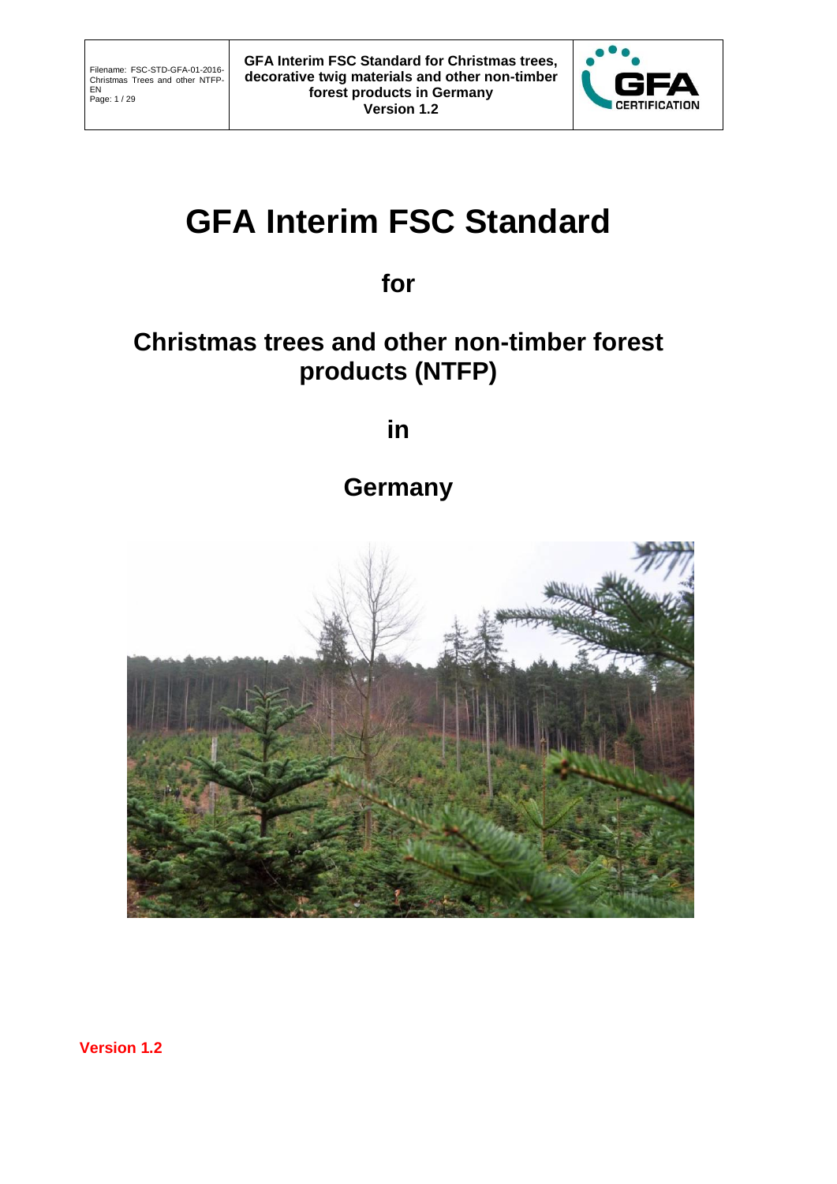# GFA Interim FSC Standard

**for**

## Christmas trees and other non-timber forest products (NTFP)

**in**

## Germany

**Version 1.2**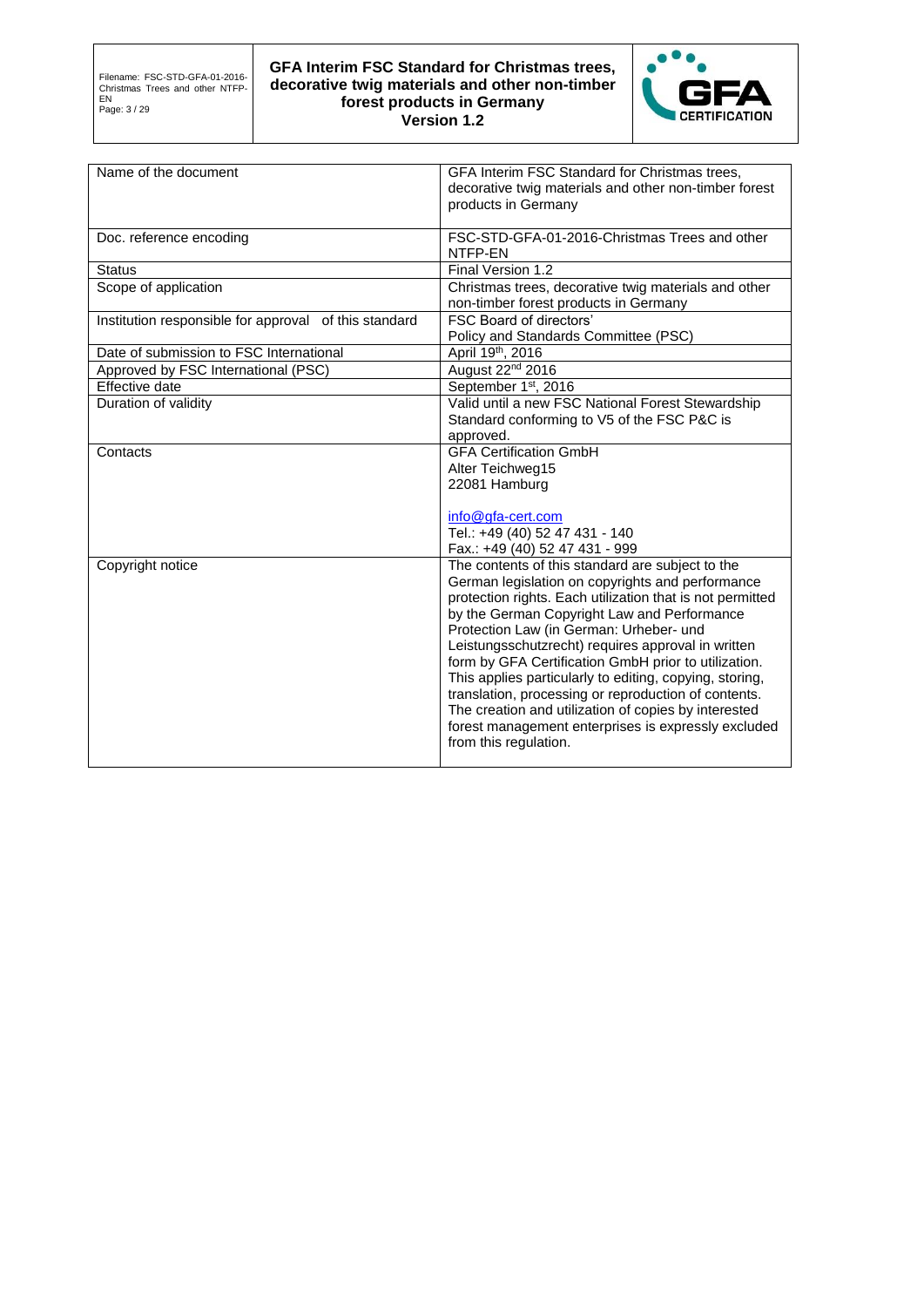| Name of the document | GFA Interim FSC Standard for Christmas trees, decorative twig materials and other non-timber forest products in Germany |
| --- | --- |
| Doc. reference encoding | FSC-STD-GFA-01-2016-Christmas Trees and other NTFP-EN |
| Status | Final Version 1.2 |
| Scope of application | Christmas trees, decorative twig materials and other non-timber forest products in Germany |
| Institution responsible for approval of this standard | FSC Board of directors' Policy and Standards Committee (PSC) |
| Date of submission to FSC International | April 19th, 2016 |
| Approved by FSC International (PSC) | August 22nd 2016 |
| Effective date | September 1st, 2016 |
| Duration of validity | Valid until a new FSC National Forest Stewardship Standard conforming to V5 of the FSC P&C is approved. |
| Contacts | GFA Certification GmbH<br>Alter Teichweg15<br>22081 Hamburg<br><br>info@gfa-cert.com<br>Tel.: +49 (40) 52 47 431 - 140<br>Fax.: +49 (40) 52 47 431 - 999 |
| Copyright notice | The contents of this standard are subject to the German legislation on copyrights and performance protection rights. Each utilization that is not permitted by the German Copyright Law and Performance Protection Law (in German: Urheber- und Leistungsschutzrecht) requires approval in written form by GFA Certification GmbH prior to utilization. This applies particularly to editing, copying, storing, translation, processing or reproduction of contents. The creation and utilization of copies by interested forest management enterprises is expressly excluded from this regulation. |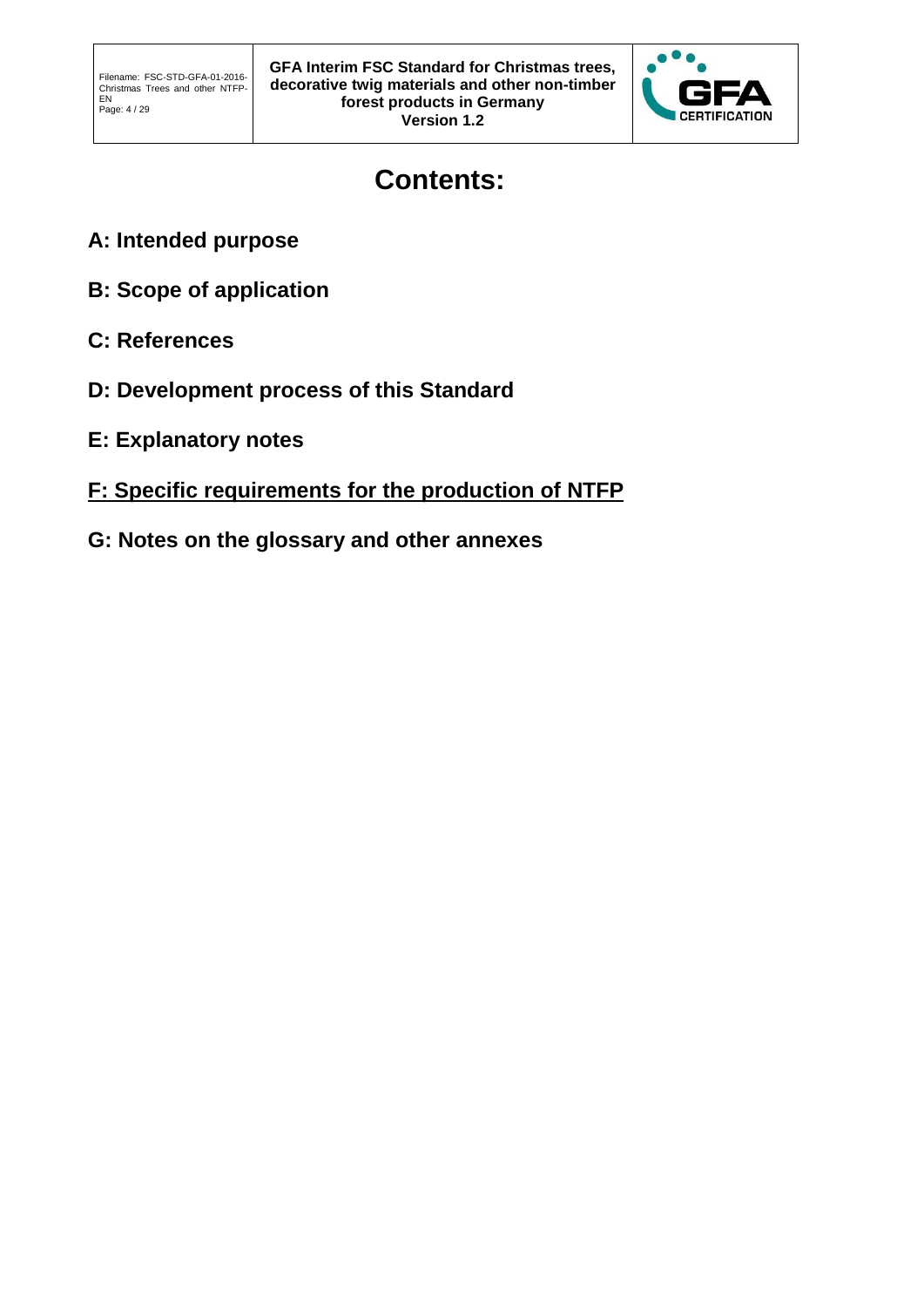# Contents:

**A: Intended purpose**

**B: Scope of application**

**C: References**

**D: Development process of this Standard**

**E: Explanatory notes**

**<u>F: Specific requirements for the production of NTFP</u>**

**G: Notes on the glossary and other annexes**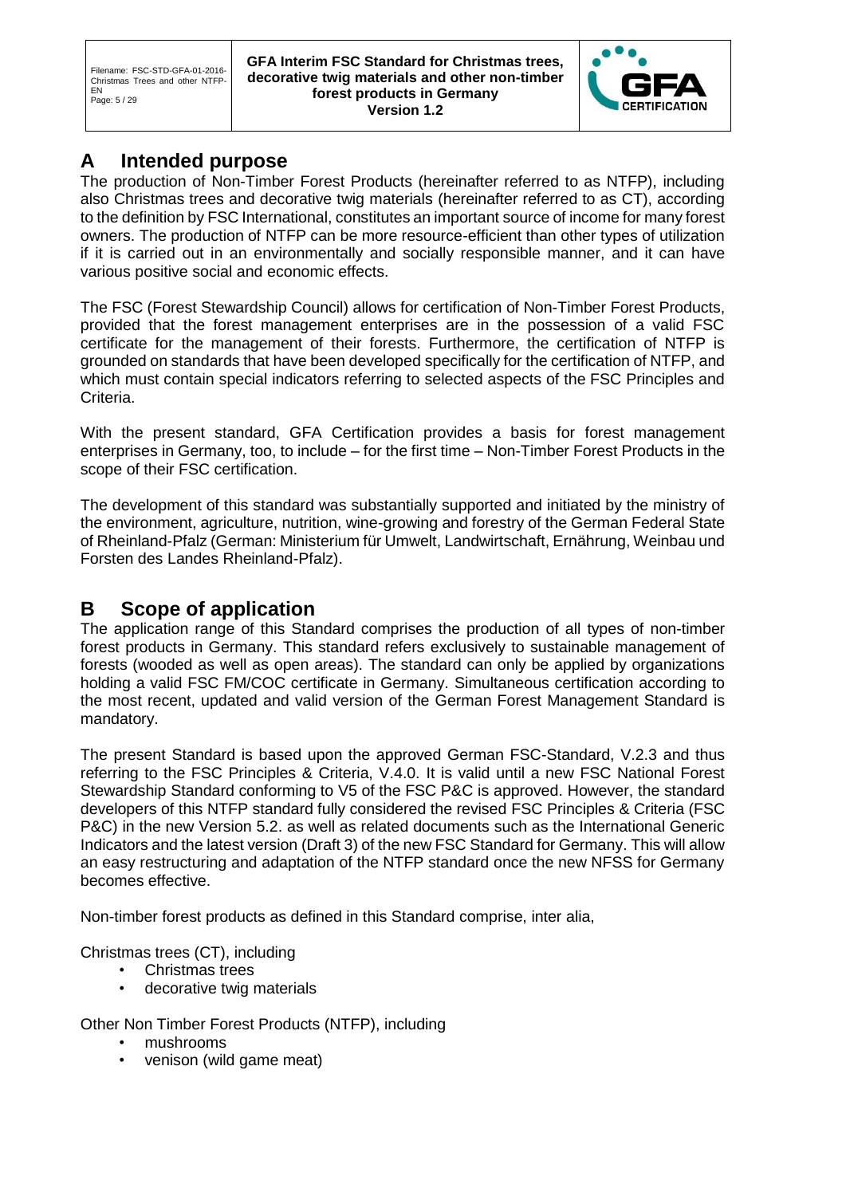## A Intended purpose

The production of Non-Timber Forest Products (hereinafter referred to as NTFP), including also Christmas trees and decorative twig materials (hereinafter referred to as CT), according to the definition by FSC International, constitutes an important source of income for many forest owners. The production of NTFP can be more resource-efficient than other types of utilization if it is carried out in an environmentally and socially responsible manner, and it can have various positive social and economic effects.

The FSC (Forest Stewardship Council) allows for certification of Non-Timber Forest Products, provided that the forest management enterprises are in the possession of a valid FSC certificate for the management of their forests. Furthermore, the certification of NTFP is grounded on standards that have been developed specifically for the certification of NTFP, and which must contain special indicators referring to selected aspects of the FSC Principles and Criteria.

With the present standard, GFA Certification provides a basis for forest management enterprises in Germany, too, to include – for the first time – Non-Timber Forest Products in the scope of their FSC certification.

The development of this standard was substantially supported and initiated by the ministry of the environment, agriculture, nutrition, wine-growing and forestry of the German Federal State of Rheinland-Pfalz (German: Ministerium für Umwelt, Landwirtschaft, Ernährung, Weinbau und Forsten des Landes Rheinland-Pfalz).

## B Scope of application

The application range of this Standard comprises the production of all types of non-timber forest products in Germany. This standard refers exclusively to sustainable management of forests (wooded as well as open areas). The standard can only be applied by organizations holding a valid FSC FM/COC certificate in Germany. Simultaneous certification according to the most recent, updated and valid version of the German Forest Management Standard is mandatory.

The present Standard is based upon the approved German FSC-Standard, V.2.3 and thus referring to the FSC Principles & Criteria, V.4.0. It is valid until a new FSC National Forest Stewardship Standard conforming to V5 of the FSC P&C is approved. However, the standard developers of this NTFP standard fully considered the revised FSC Principles & Criteria (FSC P&C) in the new Version 5.2. as well as related documents such as the International Generic Indicators and the latest version (Draft 3) of the new FSC Standard for Germany. This will allow an easy restructuring and adaptation of the NTFP standard once the new NFSS for Germany becomes effective.

Non-timber forest products as defined in this Standard comprise, inter alia,

Christmas trees (CT), including

- Christmas trees
- decorative twig materials

Other Non Timber Forest Products (NTFP), including

- mushrooms
- venison (wild game meat)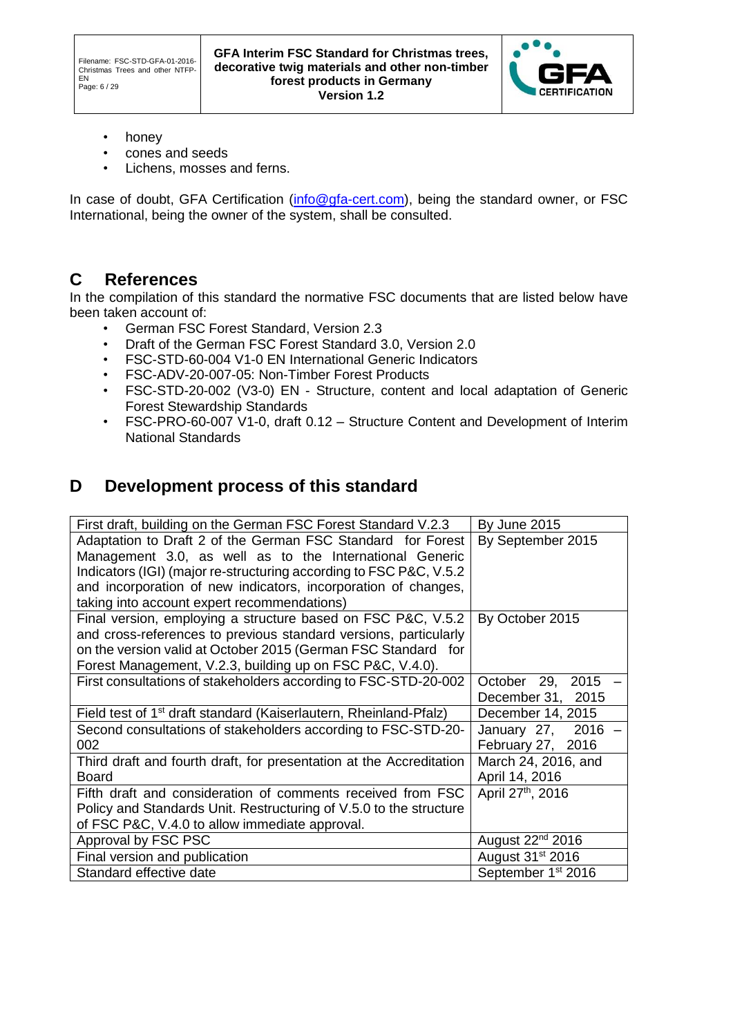- honey
- cones and seeds
- Lichens, mosses and ferns.

In case of doubt, GFA Certification (info@gfa-cert.com), being the standard owner, or FSC International, being the owner of the system, shall be consulted.

## C References

In the compilation of this standard the normative FSC documents that are listed below have been taken account of:

- German FSC Forest Standard, Version 2.3
- Draft of the German FSC Forest Standard 3.0, Version 2.0
- FSC-STD-60-004 V1-0 EN International Generic Indicators
- FSC-ADV-20-007-05: Non-Timber Forest Products
- FSC-STD-20-002 (V3-0) EN - Structure, content and local adaptation of Generic Forest Stewardship Standards
- FSC-PRO-60-007 V1-0, draft 0.12 – Structure Content and Development of Interim National Standards

## D Development process of this standard

| | |
|---|---|
| First draft, building on the German FSC Forest Standard V.2.3 | By June 2015 |
| Adaptation to Draft 2 of the German FSC Standard for Forest Management 3.0, as well as to the International Generic Indicators (IGI) (major re-structuring according to FSC P&C, V.5.2 and incorporation of new indicators, incorporation of changes, taking into account expert recommendations) | By September 2015 |
| Final version, employing a structure based on FSC P&C, V.5.2 and cross-references to previous standard versions, particularly on the version valid at October 2015 (German FSC Standard for Forest Management, V.2.3, building up on FSC P&C, V.4.0). | By October 2015 |
| First consultations of stakeholders according to FSC-STD-20-002 | October 29, 2015 – December 31, 2015 |
| Field test of 1st draft standard (Kaiserlautern, Rheinland-Pfalz) | December 14, 2015 |
| Second consultations of stakeholders according to FSC-STD-20-002 | January 27, 2016 – February 27, 2016 |
| Third draft and fourth draft, for presentation at the Accreditation Board | March 24, 2016, and April 14, 2016 |
| Fifth draft and consideration of comments received from FSC Policy and Standards Unit. Restructuring of V.5.0 to the structure of FSC P&C, V.4.0 to allow immediate approval. | April 27th, 2016 |
| Approval by FSC PSC | August 22nd 2016 |
| Final version and publication | August 31st 2016 |
| Standard effective date | September 1st 2016 |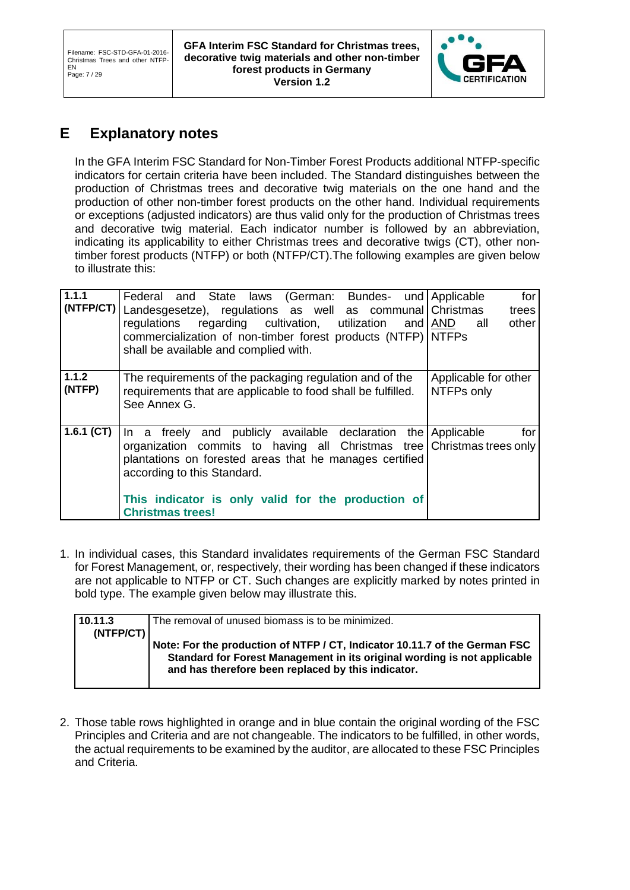# E Explanatory notes

In the GFA Interim FSC Standard for Non-Timber Forest Products additional NTFP-specific indicators for certain criteria have been included. The Standard distinguishes between the production of Christmas trees and decorative twig materials on the one hand and the production of other non-timber forest products on the other hand. Individual requirements or exceptions (adjusted indicators) are thus valid only for the production of Christmas trees and decorative twig material. Each indicator number is followed by an abbreviation, indicating its applicability to either Christmas trees and decorative twigs (CT), other non-timber forest products (NTFP) or both (NTFP/CT).The following examples are given below to illustrate this:

| | | |
|---|---|---|
| **1.1.1 (NTFP/CT)** | Federal and State laws (German: Bundes- und Landesgesetze), regulations as well as communal regulations regarding cultivation, utilization and commercialization of non-timber forest products (NTFP) shall be available and complied with. | Applicable for Christmas trees AND all other NTFPs |
| **1.1.2 (NTFP)** | The requirements of the packaging regulation and of the requirements that are applicable to food shall be fulfilled. See Annex G. | Applicable for other NTFPs only |
| **1.6.1 (CT)** | In a freely and publicly available declaration the organization commits to having all Christmas tree plantations on forested areas that he manages certified according to this Standard.<br><br>**This indicator is only valid for the production of Christmas trees!** | Applicable for Christmas trees only |

1. In individual cases, this Standard invalidates requirements of the German FSC Standard for Forest Management, or, respectively, their wording has been changed if these indicators are not applicable to NTFP or CT. Such changes are explicitly marked by notes printed in bold type. The example given below may illustrate this.

| | |
|---|---|
| **10.11.3 (NTFP/CT)** | The removal of unused biomass is to be minimized.<br><br>**Note: For the production of NTFP / CT, Indicator 10.11.7 of the German FSC Standard for Forest Management in its original wording is not applicable and has therefore been replaced by this indicator.** |

2. Those table rows highlighted in orange and in blue contain the original wording of the FSC Principles and Criteria and are not changeable. The indicators to be fulfilled, in other words, the actual requirements to be examined by the auditor, are allocated to these FSC Principles and Criteria.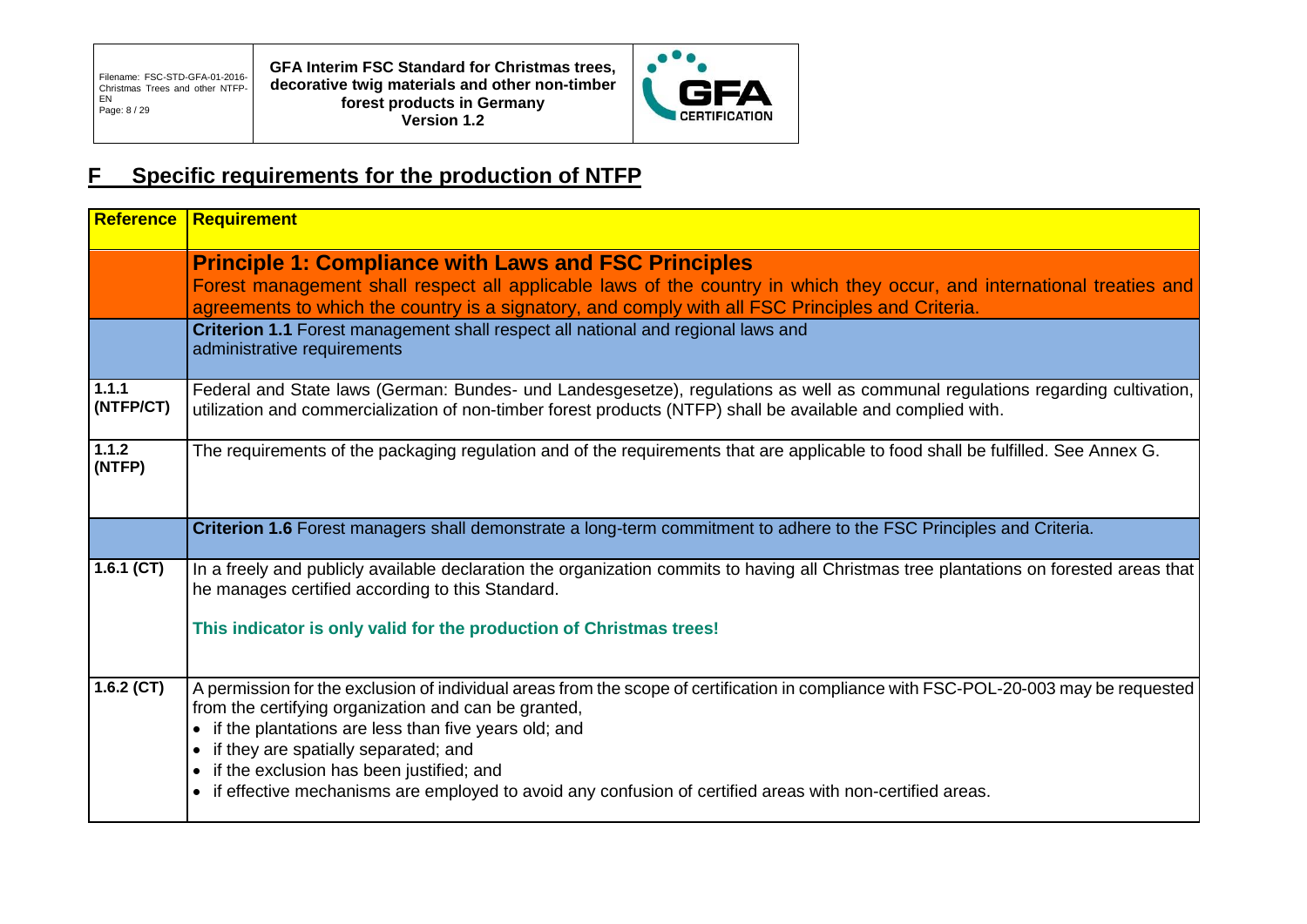## F Specific requirements for the production of NTFP

| Reference | Requirement |
|---|---|
| | **Principle 1: Compliance with Laws and FSC Principles**<br>Forest management shall respect all applicable laws of the country in which they occur, and international treaties and agreements to which the country is a signatory, and comply with all FSC Principles and Criteria. |
| | **Criterion 1.1** Forest management shall respect all national and regional laws and administrative requirements |
| **1.1.1 (NTFP/CT)** | Federal and State laws (German: Bundes- und Landesgesetze), regulations as well as communal regulations regarding cultivation, utilization and commercialization of non-timber forest products (NTFP) shall be available and complied with. |
| **1.1.2 (NTFP)** | The requirements of the packaging regulation and of the requirements that are applicable to food shall be fulfilled. See Annex G. |
| | **Criterion 1.6** Forest managers shall demonstrate a long-term commitment to adhere to the FSC Principles and Criteria. |
| **1.6.1 (CT)** | In a freely and publicly available declaration the organization commits to having all Christmas tree plantations on forested areas that he manages certified according to this Standard.<br><br>**This indicator is only valid for the production of Christmas trees!** |
| **1.6.2 (CT)** | A permission for the exclusion of individual areas from the scope of certification in compliance with FSC-POL-20-003 may be requested from the certifying organization and can be granted,<br>• if the plantations are less than five years old; and<br>• if they are spatially separated; and<br>• if the exclusion has been justified; and<br>• if effective mechanisms are employed to avoid any confusion of certified areas with non-certified areas. |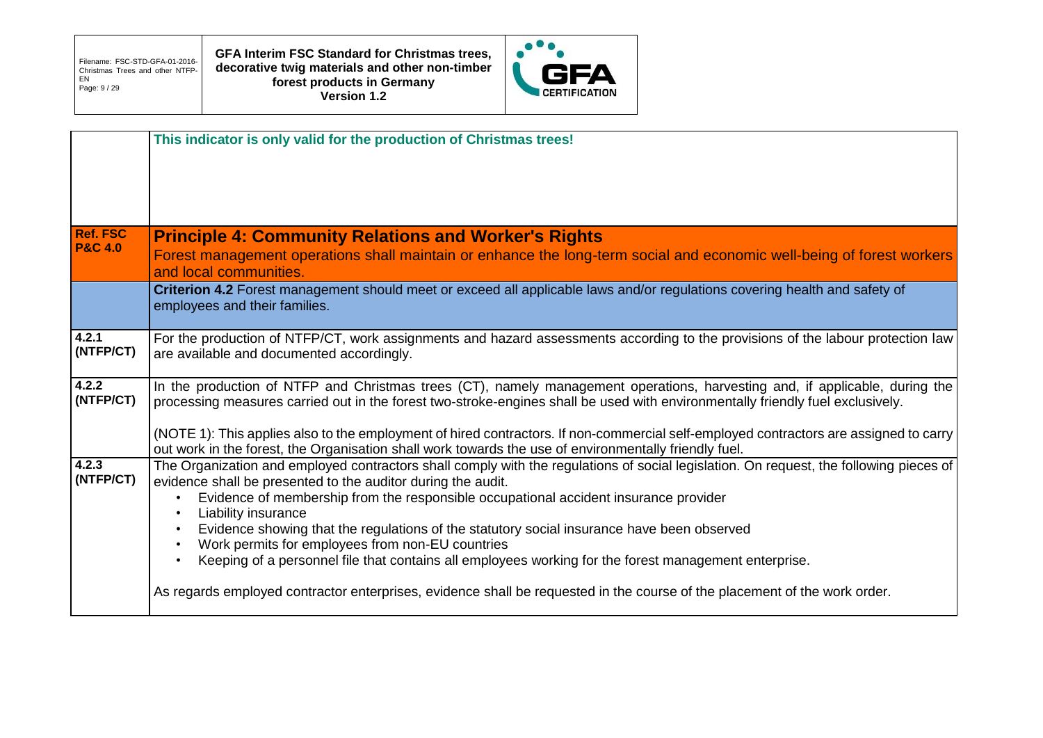| | **This indicator is only valid for the production of Christmas trees!** |
|---|---|
| **Ref. FSC P&C 4.0** | **Principle 4: Community Relations and Worker's Rights**<br>Forest management operations shall maintain or enhance the long-term social and economic well-being of forest workers and local communities. |
| | **Criterion 4.2** Forest management should meet or exceed all applicable laws and/or regulations covering health and safety of employees and their families. |
| **4.2.1 (NTFP/CT)** | For the production of NTFP/CT, work assignments and hazard assessments according to the provisions of the labour protection law are available and documented accordingly. |
| **4.2.2 (NTFP/CT)** | In the production of NTFP and Christmas trees (CT), namely management operations, harvesting and, if applicable, during the processing measures carried out in the forest two-stroke-engines shall be used with environmentally friendly fuel exclusively.<br><br>(NOTE 1): This applies also to the employment of hired contractors. If non-commercial self-employed contractors are assigned to carry out work in the forest, the Organisation shall work towards the use of environmentally friendly fuel. |
| **4.2.3 (NTFP/CT)** | The Organization and employed contractors shall comply with the regulations of social legislation. On request, the following pieces of evidence shall be presented to the auditor during the audit.<br>• Evidence of membership from the responsible occupational accident insurance provider<br>• Liability insurance<br>• Evidence showing that the regulations of the statutory social insurance have been observed<br>• Work permits for employees from non-EU countries<br>• Keeping of a personnel file that contains all employees working for the forest management enterprise.<br><br>As regards employed contractor enterprises, evidence shall be requested in the course of the placement of the work order. |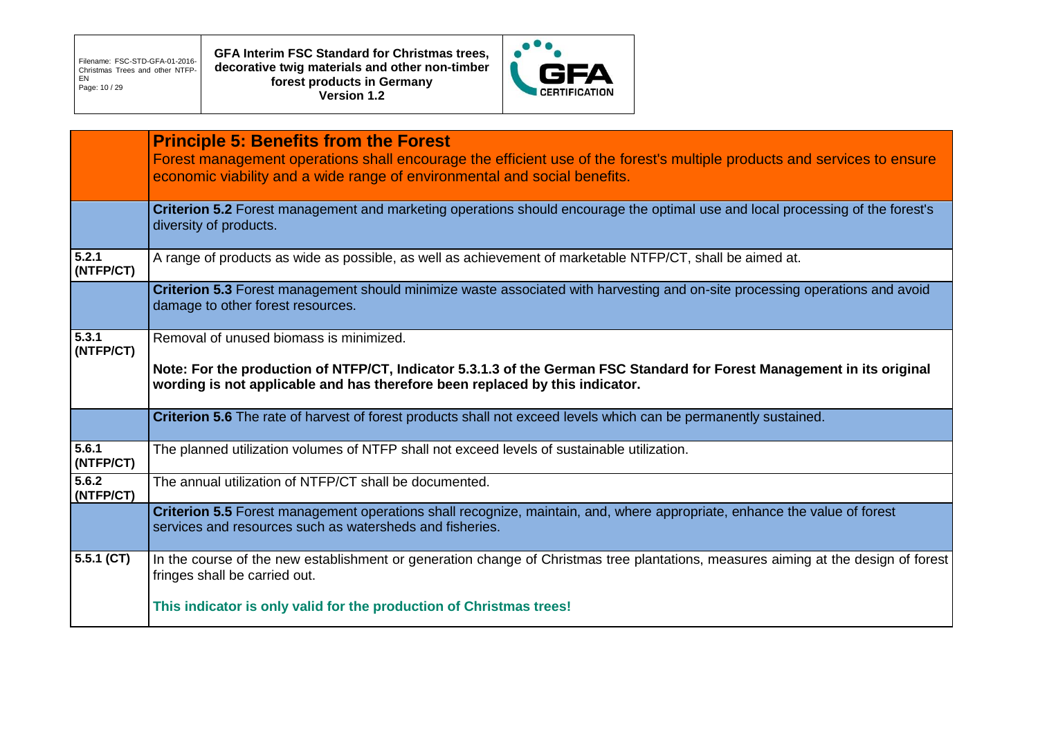| | **Principle 5: Benefits from the Forest**<br>Forest management operations shall encourage the efficient use of the forest's multiple products and services to ensure economic viability and a wide range of environmental and social benefits. |
|---|---|
| | **Criterion 5.2** Forest management and marketing operations should encourage the optimal use and local processing of the forest's diversity of products. |
| **5.2.1 (NTFP/CT)** | A range of products as wide as possible, as well as achievement of marketable NTFP/CT, shall be aimed at. |
| | **Criterion 5.3** Forest management should minimize waste associated with harvesting and on-site processing operations and avoid damage to other forest resources. |
| **5.3.1 (NTFP/CT)** | Removal of unused biomass is minimized.<br><br>**Note: For the production of NTFP/CT, Indicator 5.3.1.3 of the German FSC Standard for Forest Management in its original wording is not applicable and has therefore been replaced by this indicator.** |
| | **Criterion 5.6** The rate of harvest of forest products shall not exceed levels which can be permanently sustained. |
| **5.6.1 (NTFP/CT)** | The planned utilization volumes of NTFP shall not exceed levels of sustainable utilization. |
| **5.6.2 (NTFP/CT)** | The annual utilization of NTFP/CT shall be documented. |
| | **Criterion 5.5** Forest management operations shall recognize, maintain, and, where appropriate, enhance the value of forest services and resources such as watersheds and fisheries. |
| **5.5.1 (CT)** | In the course of the new establishment or generation change of Christmas tree plantations, measures aiming at the design of forest fringes shall be carried out.<br><br>**This indicator is only valid for the production of Christmas trees!** |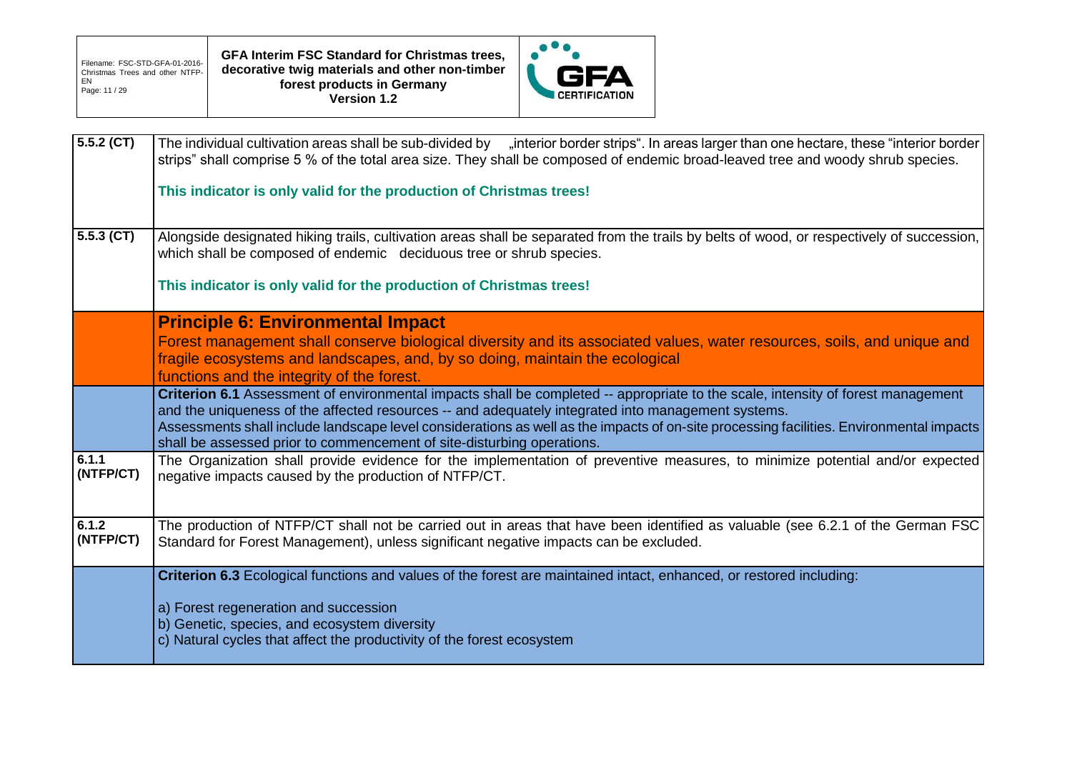| | |
|---|---|
| **5.5.2 (CT)** | The individual cultivation areas shall be sub-divided by „interior border strips". In areas larger than one hectare, these "interior border strips" shall comprise 5 % of the total area size. They shall be composed of endemic broad-leaved tree and woody shrub species.<br><br>**This indicator is only valid for the production of Christmas trees!** |
| **5.5.3 (CT)** | Alongside designated hiking trails, cultivation areas shall be separated from the trails by belts of wood, or respectively of succession, which shall be composed of endemic deciduous tree or shrub species.<br><br>**This indicator is only valid for the production of Christmas trees!** |
| | **Principle 6: Environmental Impact**<br>Forest management shall conserve biological diversity and its associated values, water resources, soils, and unique and fragile ecosystems and landscapes, and, by so doing, maintain the ecological functions and the integrity of the forest. |
| | **Criterion 6.1** Assessment of environmental impacts shall be completed -- appropriate to the scale, intensity of forest management and the uniqueness of the affected resources -- and adequately integrated into management systems.<br>Assessments shall include landscape level considerations as well as the impacts of on-site processing facilities. Environmental impacts shall be assessed prior to commencement of site-disturbing operations. |
| **6.1.1 (NTFP/CT)** | The Organization shall provide evidence for the implementation of preventive measures, to minimize potential and/or expected negative impacts caused by the production of NTFP/CT. |
| **6.1.2 (NTFP/CT)** | The production of NTFP/CT shall not be carried out in areas that have been identified as valuable (see 6.2.1 of the German FSC Standard for Forest Management), unless significant negative impacts can be excluded. |
| | **Criterion 6.3** Ecological functions and values of the forest are maintained intact, enhanced, or restored including:<br><br>a) Forest regeneration and succession<br>b) Genetic, species, and ecosystem diversity<br>c) Natural cycles that affect the productivity of the forest ecosystem |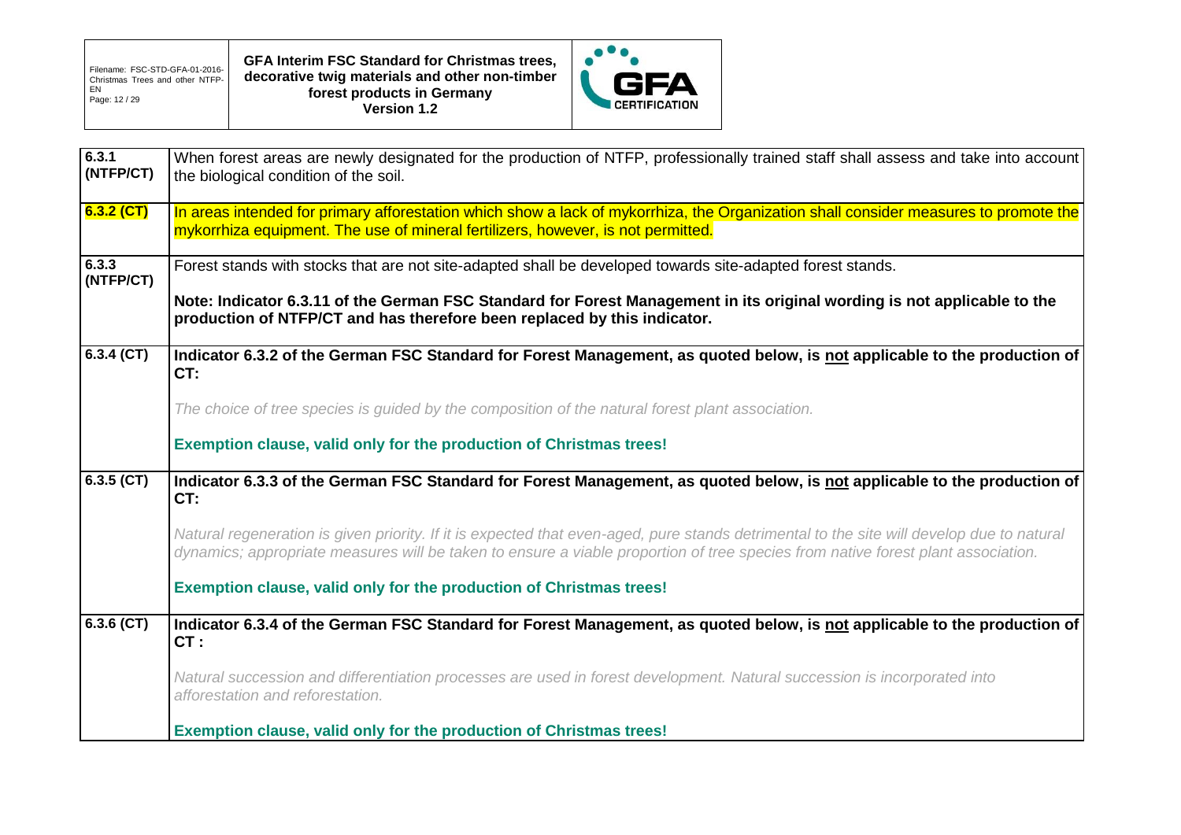| | |
|---|---|
| 6.3.1 (NTFP/CT) | When forest areas are newly designated for the production of NTFP, professionally trained staff shall assess and take into account the biological condition of the soil. |
| 6.3.2 (CT) | In areas intended for primary afforestation which show a lack of mykorrhiza, the Organization shall consider measures to promote the mykorrhiza equipment. The use of mineral fertilizers, however, is not permitted. |
| 6.3.3 (NTFP/CT) | Forest stands with stocks that are not site-adapted shall be developed towards site-adapted forest stands.<br><br>**Note: Indicator 6.3.11 of the German FSC Standard for Forest Management in its original wording is not applicable to the production of NTFP/CT and has therefore been replaced by this indicator.** |
| 6.3.4 (CT) | **Indicator 6.3.2 of the German FSC Standard for Forest Management, as quoted below, is not applicable to the production of CT:**<br><br>*The choice of tree species is guided by the composition of the natural forest plant association.*<br><br>**Exemption clause, valid only for the production of Christmas trees!** |
| 6.3.5 (CT) | **Indicator 6.3.3 of the German FSC Standard for Forest Management, as quoted below, is not applicable to the production of CT:**<br><br>*Natural regeneration is given priority. If it is expected that even-aged, pure stands detrimental to the site will develop due to natural dynamics; appropriate measures will be taken to ensure a viable proportion of tree species from native forest plant association.*<br><br>**Exemption clause, valid only for the production of Christmas trees!** |
| 6.3.6 (CT) | **Indicator 6.3.4 of the German FSC Standard for Forest Management, as quoted below, is not applicable to the production of CT :**<br><br>*Natural succession and differentiation processes are used in forest development. Natural succession is incorporated into afforestation and reforestation.*<br><br>**Exemption clause, valid only for the production of Christmas trees!** |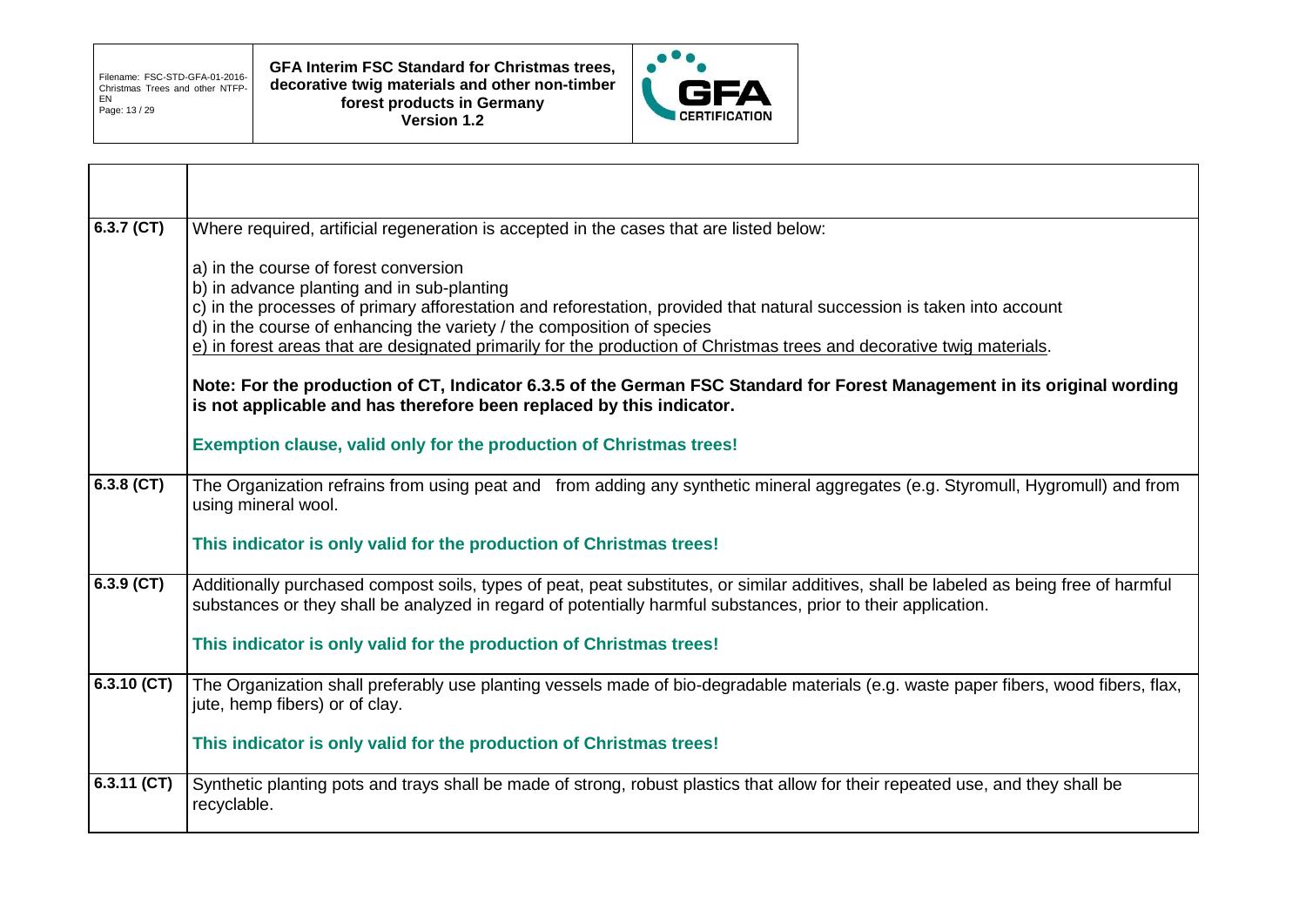| | |
|---|---|
| | |
| **6.3.7 (CT)** | Where required, artificial regeneration is accepted in the cases that are listed below:<br><br>a) in the course of forest conversion<br>b) in advance planting and in sub-planting<br>c) in the processes of primary afforestation and reforestation, provided that natural succession is taken into account<br>d) in the course of enhancing the variety / the composition of species<br>e) in forest areas that are designated primarily for the production of Christmas trees and decorative twig materials.<br><br>**Note: For the production of CT, Indicator 6.3.5 of the German FSC Standard for Forest Management in its original wording is not applicable and has therefore been replaced by this indicator.**<br><br>**Exemption clause, valid only for the production of Christmas trees!** |
| **6.3.8 (CT)** | The Organization refrains from using peat and from adding any synthetic mineral aggregates (e.g. Styromull, Hygromull) and from using mineral wool.<br><br>**This indicator is only valid for the production of Christmas trees!** |
| **6.3.9 (CT)** | Additionally purchased compost soils, types of peat, peat substitutes, or similar additives, shall be labeled as being free of harmful substances or they shall be analyzed in regard of potentially harmful substances, prior to their application.<br><br>**This indicator is only valid for the production of Christmas trees!** |
| **6.3.10 (CT)** | The Organization shall preferably use planting vessels made of bio-degradable materials (e.g. waste paper fibers, wood fibers, flax, jute, hemp fibers) or of clay.<br><br>**This indicator is only valid for the production of Christmas trees!** |
| **6.3.11 (CT)** | Synthetic planting pots and trays shall be made of strong, robust plastics that allow for their repeated use, and they shall be recyclable. |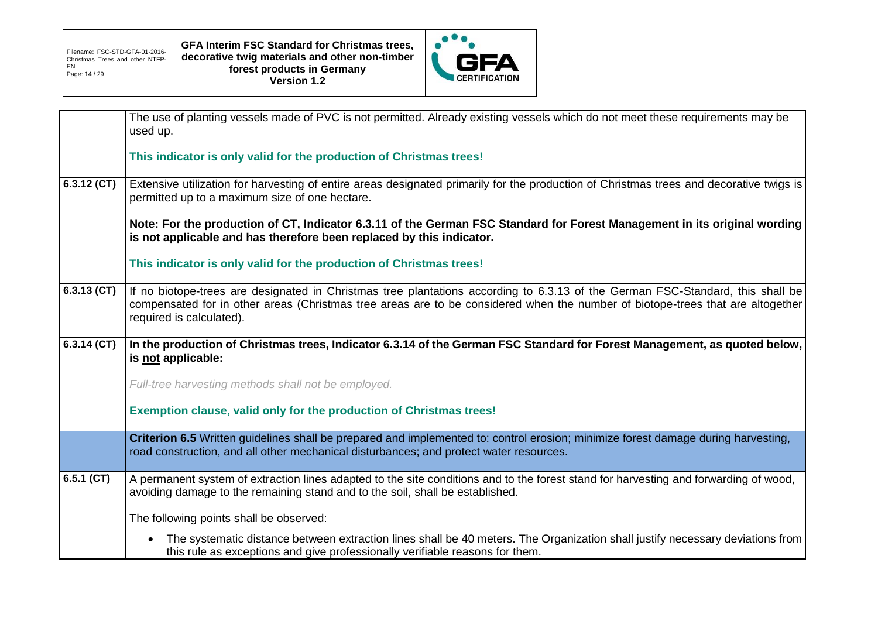| | |
|---|---|
| | The use of planting vessels made of PVC is not permitted. Already existing vessels which do not meet these requirements may be used up.<br><br>**This indicator is only valid for the production of Christmas trees!** |
| **6.3.12 (CT)** | Extensive utilization for harvesting of entire areas designated primarily for the production of Christmas trees and decorative twigs is permitted up to a maximum size of one hectare.<br><br>**Note: For the production of CT, Indicator 6.3.11 of the German FSC Standard for Forest Management in its original wording is not applicable and has therefore been replaced by this indicator.**<br><br>**This indicator is only valid for the production of Christmas trees!** |
| **6.3.13 (CT)** | If no biotope-trees are designated in Christmas tree plantations according to 6.3.13 of the German FSC-Standard, this shall be compensated for in other areas (Christmas tree areas are to be considered when the number of biotope-trees that are altogether required is calculated). |
| **6.3.14 (CT)** | **In the production of Christmas trees, Indicator 6.3.14 of the German FSC Standard for Forest Management, as quoted below, is not applicable:**<br><br>*Full-tree harvesting methods shall not be employed.*<br><br>**Exemption clause, valid only for the production of Christmas trees!** |
| | **Criterion 6.5** Written guidelines shall be prepared and implemented to: control erosion; minimize forest damage during harvesting, road construction, and all other mechanical disturbances; and protect water resources. |
| **6.5.1 (CT)** | A permanent system of extraction lines adapted to the site conditions and to the forest stand for harvesting and forwarding of wood, avoiding damage to the remaining stand and to the soil, shall be established.<br><br>The following points shall be observed:<br><br>• The systematic distance between extraction lines shall be 40 meters. The Organization shall justify necessary deviations from this rule as exceptions and give professionally verifiable reasons for them. |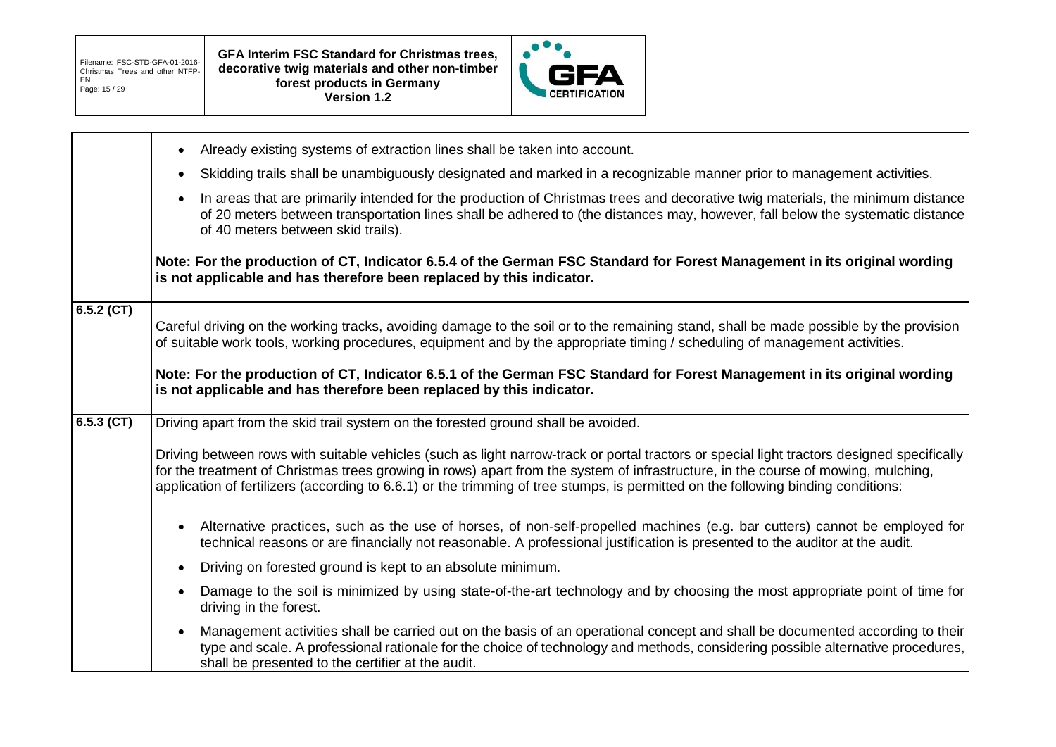| | |
|---|---|
| | • Already existing systems of extraction lines shall be taken into account.<br>• Skidding trails shall be unambiguously designated and marked in a recognizable manner prior to management activities.<br>• In areas that are primarily intended for the production of Christmas trees and decorative twig materials, the minimum distance of 20 meters between transportation lines shall be adhered to (the distances may, however, fall below the systematic distance of 40 meters between skid trails).<br><br>**Note: For the production of CT, Indicator 6.5.4 of the German FSC Standard for Forest Management in its original wording is not applicable and has therefore been replaced by this indicator.** |
| **6.5.2 (CT)** | Careful driving on the working tracks, avoiding damage to the soil or to the remaining stand, shall be made possible by the provision of suitable work tools, working procedures, equipment and by the appropriate timing / scheduling of management activities.<br><br>**Note: For the production of CT, Indicator 6.5.1 of the German FSC Standard for Forest Management in its original wording is not applicable and has therefore been replaced by this indicator.** |
| **6.5.3 (CT)** | Driving apart from the skid trail system on the forested ground shall be avoided.<br><br>Driving between rows with suitable vehicles (such as light narrow-track or portal tractors or special light tractors designed specifically for the treatment of Christmas trees growing in rows) apart from the system of infrastructure, in the course of mowing, mulching, application of fertilizers (according to 6.6.1) or the trimming of tree stumps, is permitted on the following binding conditions:<br><br>• Alternative practices, such as the use of horses, of non-self-propelled machines (e.g. bar cutters) cannot be employed for technical reasons or are financially not reasonable. A professional justification is presented to the auditor at the audit.<br>• Driving on forested ground is kept to an absolute minimum.<br>• Damage to the soil is minimized by using state-of-the-art technology and by choosing the most appropriate point of time for driving in the forest.<br>• Management activities shall be carried out on the basis of an operational concept and shall be documented according to their type and scale. A professional rationale for the choice of technology and methods, considering possible alternative procedures, shall be presented to the certifier at the audit. |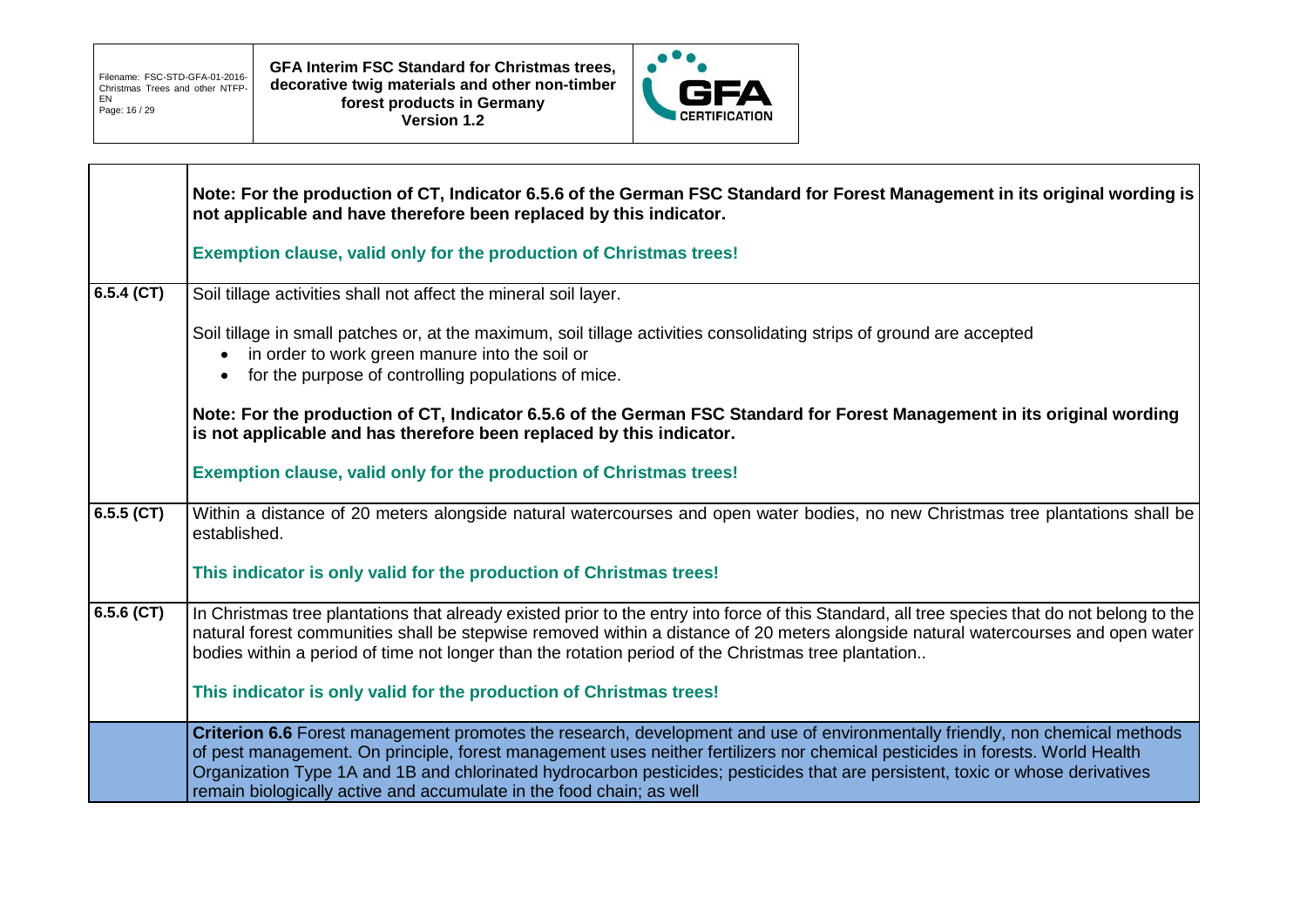| | |
|---|---|
| | **Note: For the production of CT, Indicator 6.5.6 of the German FSC Standard for Forest Management in its original wording is not applicable and have therefore been replaced by this indicator.**<br><br>**Exemption clause, valid only for the production of Christmas trees!** |
| **6.5.4 (CT)** | Soil tillage activities shall not affect the mineral soil layer.<br><br>Soil tillage in small patches or, at the maximum, soil tillage activities consolidating strips of ground are accepted<br>• in order to work green manure into the soil or<br>• for the purpose of controlling populations of mice.<br><br>**Note: For the production of CT, Indicator 6.5.6 of the German FSC Standard for Forest Management in its original wording is not applicable and has therefore been replaced by this indicator.**<br><br>**Exemption clause, valid only for the production of Christmas trees!** |
| **6.5.5 (CT)** | Within a distance of 20 meters alongside natural watercourses and open water bodies, no new Christmas tree plantations shall be established.<br><br>**This indicator is only valid for the production of Christmas trees!** |
| **6.5.6 (CT)** | In Christmas tree plantations that already existed prior to the entry into force of this Standard, all tree species that do not belong to the natural forest communities shall be stepwise removed within a distance of 20 meters alongside natural watercourses and open water bodies within a period of time not longer than the rotation period of the Christmas tree plantation..<br><br>**This indicator is only valid for the production of Christmas trees!** |
| | **Criterion 6.6** Forest management promotes the research, development and use of environmentally friendly, non chemical methods of pest management. On principle, forest management uses neither fertilizers nor chemical pesticides in forests. World Health Organization Type 1A and 1B and chlorinated hydrocarbon pesticides; pesticides that are persistent, toxic or whose derivatives remain biologically active and accumulate in the food chain; as well |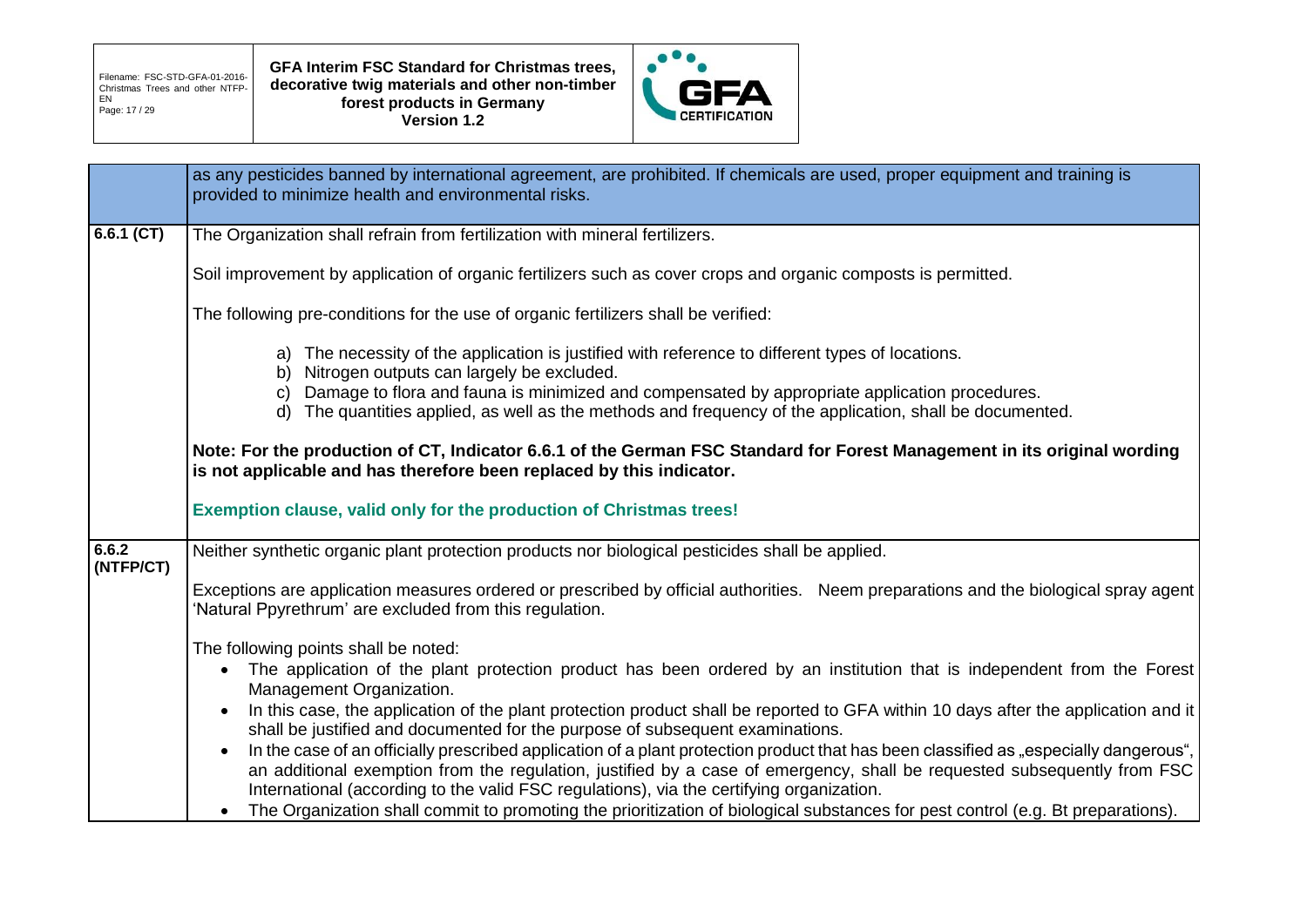| | as any pesticides banned by international agreement, are prohibited. If chemicals are used, proper equipment and training is provided to minimize health and environmental risks. |
|---|---|
| **6.6.1 (CT)** | The Organization shall refrain from fertilization with mineral fertilizers.<br><br>Soil improvement by application of organic fertilizers such as cover crops and organic composts is permitted.<br><br>The following pre-conditions for the use of organic fertilizers shall be verified:<br><br>a) The necessity of the application is justified with reference to different types of locations.<br>b) Nitrogen outputs can largely be excluded.<br>c) Damage to flora and fauna is minimized and compensated by appropriate application procedures.<br>d) The quantities applied, as well as the methods and frequency of the application, shall be documented.<br><br>**Note: For the production of CT, Indicator 6.6.1 of the German FSC Standard for Forest Management in its original wording is not applicable and has therefore been replaced by this indicator.**<br><br>**Exemption clause, valid only for the production of Christmas trees!** |
| **6.6.2 (NTFP/CT)** | Neither synthetic organic plant protection products nor biological pesticides shall be applied.<br><br>Exceptions are application measures ordered or prescribed by official authorities. Neem preparations and the biological spray agent 'Natural Ppyrethrum' are excluded from this regulation.<br><br>The following points shall be noted:<br>• The application of the plant protection product has been ordered by an institution that is independent from the Forest Management Organization.<br>• In this case, the application of the plant protection product shall be reported to GFA within 10 days after the application and it shall be justified and documented for the purpose of subsequent examinations.<br>• In the case of an officially prescribed application of a plant protection product that has been classified as „especially dangerous", an additional exemption from the regulation, justified by a case of emergency, shall be requested subsequently from FSC International (according to the valid FSC regulations), via the certifying organization.<br>• The Organization shall commit to promoting the prioritization of biological substances for pest control (e.g. Bt preparations). |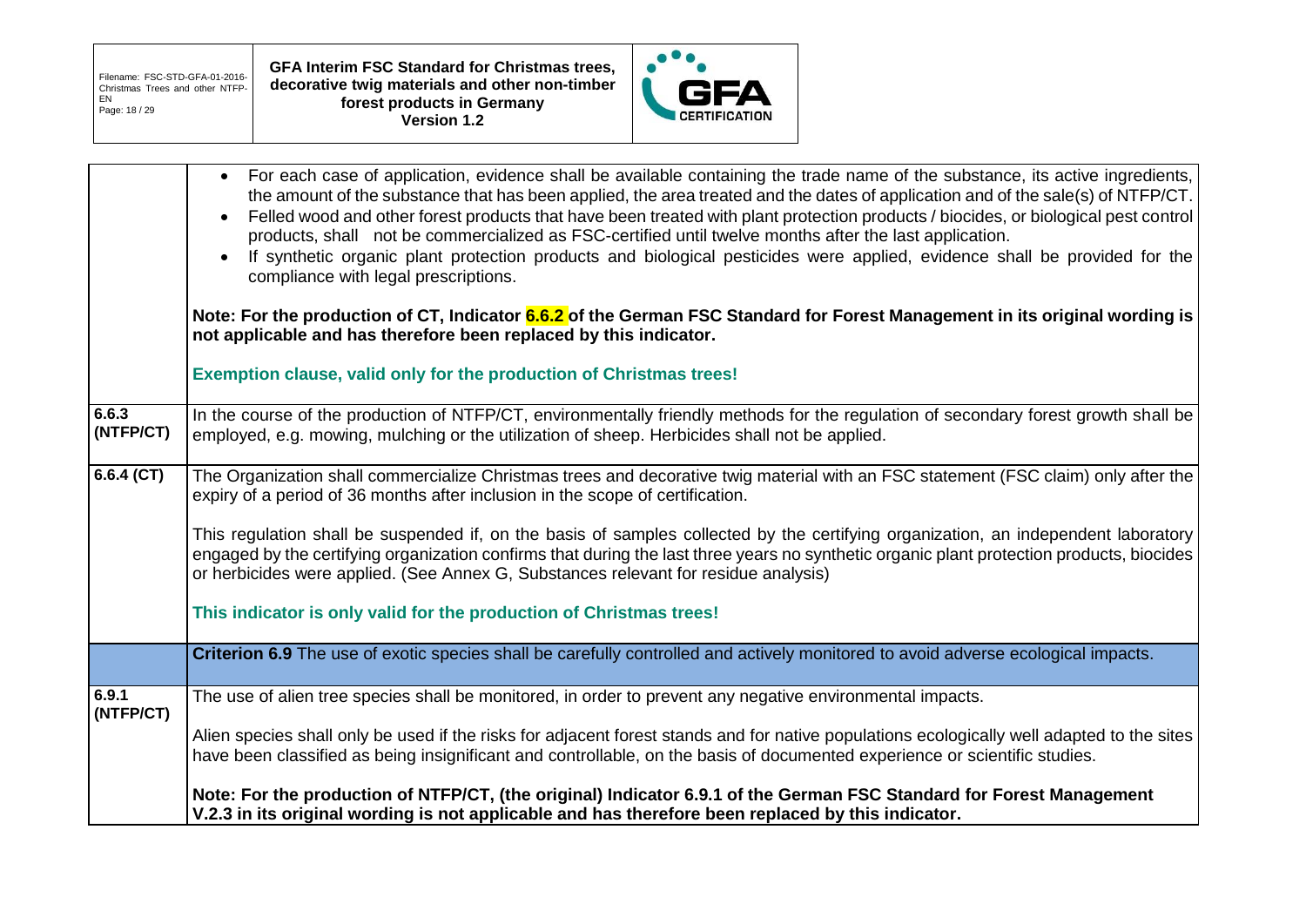| | |
|---|---|
| | • For each case of application, evidence shall be available containing the trade name of the substance, its active ingredients, the amount of the substance that has been applied, the area treated and the dates of application and of the sale(s) of NTFP/CT.<br>• Felled wood and other forest products that have been treated with plant protection products / biocides, or biological pest control products, shall not be commercialized as FSC-certified until twelve months after the last application.<br>• If synthetic organic plant protection products and biological pesticides were applied, evidence shall be provided for the compliance with legal prescriptions.<br><br>**Note: For the production of CT, Indicator 6.6.2 of the German FSC Standard for Forest Management in its original wording is not applicable and has therefore been replaced by this indicator.**<br><br>**Exemption clause, valid only for the production of Christmas trees!** |
| **6.6.3 (NTFP/CT)** | In the course of the production of NTFP/CT, environmentally friendly methods for the regulation of secondary forest growth shall be employed, e.g. mowing, mulching or the utilization of sheep. Herbicides shall not be applied. |
| **6.6.4 (CT)** | The Organization shall commercialize Christmas trees and decorative twig material with an FSC statement (FSC claim) only after the expiry of a period of 36 months after inclusion in the scope of certification.<br><br>This regulation shall be suspended if, on the basis of samples collected by the certifying organization, an independent laboratory engaged by the certifying organization confirms that during the last three years no synthetic organic plant protection products, biocides or herbicides were applied. (See Annex G, Substances relevant for residue analysis)<br><br>**This indicator is only valid for the production of Christmas trees!** |
| | **Criterion 6.9** The use of exotic species shall be carefully controlled and actively monitored to avoid adverse ecological impacts. |
| **6.9.1 (NTFP/CT)** | The use of alien tree species shall be monitored, in order to prevent any negative environmental impacts.<br><br>Alien species shall only be used if the risks for adjacent forest stands and for native populations ecologically well adapted to the sites have been classified as being insignificant and controllable, on the basis of documented experience or scientific studies.<br><br>**Note: For the production of NTFP/CT, (the original) Indicator 6.9.1 of the German FSC Standard for Forest Management V.2.3 in its original wording is not applicable and has therefore been replaced by this indicator.** |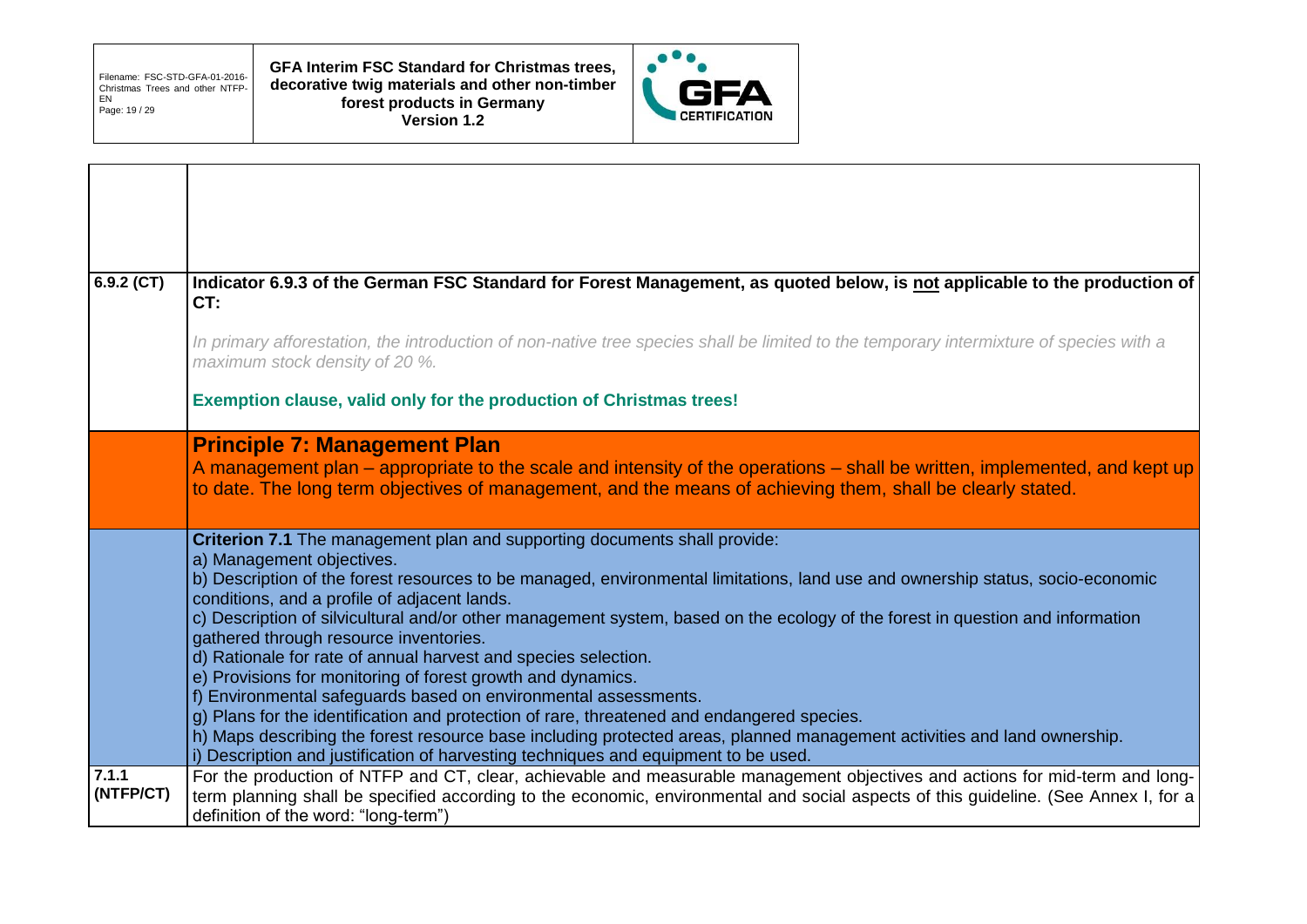| | |
|---|---|
| | |
| **6.9.2 (CT)** | **Indicator 6.9.3 of the German FSC Standard for Forest Management, as quoted below, is not applicable to the production of CT:**<br><br>*In primary afforestation, the introduction of non-native tree species shall be limited to the temporary intermixture of species with a maximum stock density of 20 %.*<br><br>**Exemption clause, valid only for the production of Christmas trees!** |
| | **Principle 7: Management Plan**<br>A management plan – appropriate to the scale and intensity of the operations – shall be written, implemented, and kept up to date. The long term objectives of management, and the means of achieving them, shall be clearly stated. |
| | **Criterion 7.1** The management plan and supporting documents shall provide:<br>a) Management objectives.<br>b) Description of the forest resources to be managed, environmental limitations, land use and ownership status, socio-economic conditions, and a profile of adjacent lands.<br>c) Description of silvicultural and/or other management system, based on the ecology of the forest in question and information gathered through resource inventories.<br>d) Rationale for rate of annual harvest and species selection.<br>e) Provisions for monitoring of forest growth and dynamics.<br>f) Environmental safeguards based on environmental assessments.<br>g) Plans for the identification and protection of rare, threatened and endangered species.<br>h) Maps describing the forest resource base including protected areas, planned management activities and land ownership.<br>i) Description and justification of harvesting techniques and equipment to be used. |
| **7.1.1 (NTFP/CT)** | For the production of NTFP and CT, clear, achievable and measurable management objectives and actions for mid-term and long-term planning shall be specified according to the economic, environmental and social aspects of this guideline. (See Annex I, for a definition of the word: "long-term") |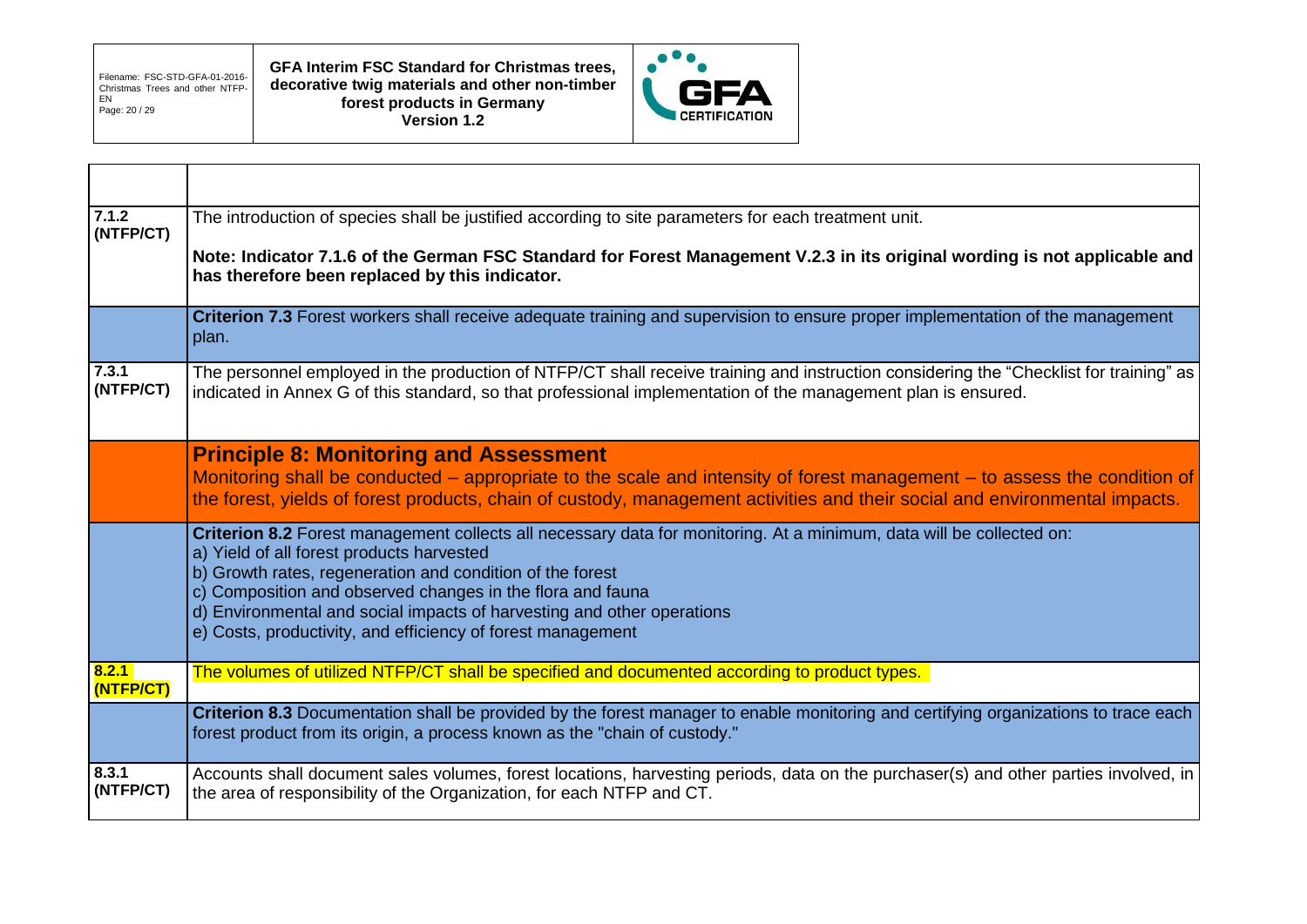| | |
|---|---|
| | |
| **7.1.2 (NTFP/CT)** | The introduction of species shall be justified according to site parameters for each treatment unit.<br><br>**Note: Indicator 7.1.6 of the German FSC Standard for Forest Management V.2.3 in its original wording is not applicable and has therefore been replaced by this indicator.** |
| | **Criterion 7.3** Forest workers shall receive adequate training and supervision to ensure proper implementation of the management plan. |
| **7.3.1 (NTFP/CT)** | The personnel employed in the production of NTFP/CT shall receive training and instruction considering the "Checklist for training" as indicated in Annex G of this standard, so that professional implementation of the management plan is ensured. |
| | **Principle 8: Monitoring and Assessment**<br>Monitoring shall be conducted – appropriate to the scale and intensity of forest management – to assess the condition of the forest, yields of forest products, chain of custody, management activities and their social and environmental impacts. |
| | **Criterion 8.2** Forest management collects all necessary data for monitoring. At a minimum, data will be collected on:<br>a) Yield of all forest products harvested<br>b) Growth rates, regeneration and condition of the forest<br>c) Composition and observed changes in the flora and fauna<br>d) Environmental and social impacts of harvesting and other operations<br>e) Costs, productivity, and efficiency of forest management |
| **8.2.1 (NTFP/CT)** | The volumes of utilized NTFP/CT shall be specified and documented according to product types. |
| | **Criterion 8.3** Documentation shall be provided by the forest manager to enable monitoring and certifying organizations to trace each forest product from its origin, a process known as the "chain of custody." |
| **8.3.1 (NTFP/CT)** | Accounts shall document sales volumes, forest locations, harvesting periods, data on the purchaser(s) and other parties involved, in the area of responsibility of the Organization, for each NTFP and CT. |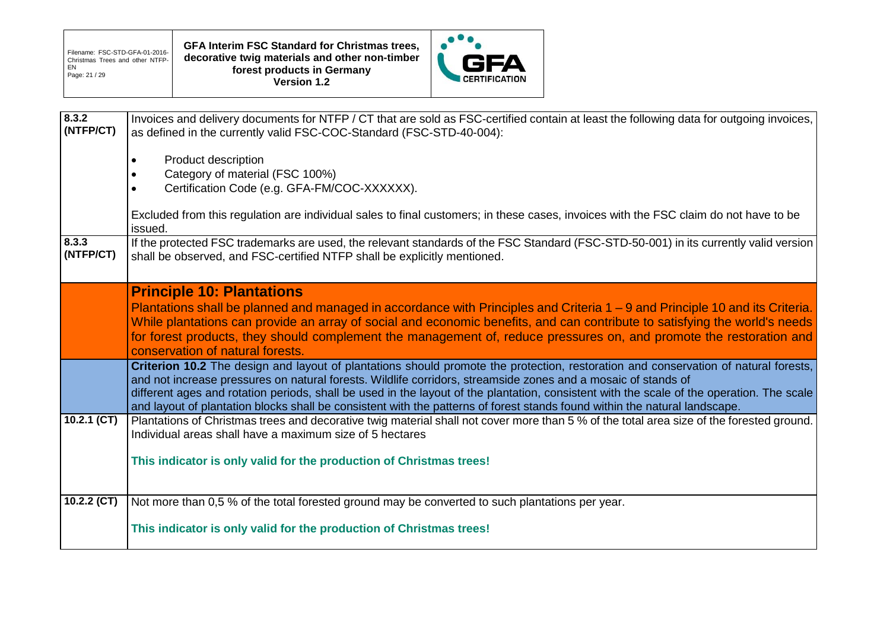| | |
|---|---|
| **8.3.2 (NTFP/CT)** | Invoices and delivery documents for NTFP / CT that are sold as FSC-certified contain at least the following data for outgoing invoices, as defined in the currently valid FSC-COC-Standard (FSC-STD-40-004):<br><br>• Product description<br>• Category of material (FSC 100%)<br>• Certification Code (e.g. GFA-FM/COC-XXXXXX).<br><br>Excluded from this regulation are individual sales to final customers; in these cases, invoices with the FSC claim do not have to be issued. |
| **8.3.3 (NTFP/CT)** | If the protected FSC trademarks are used, the relevant standards of the FSC Standard (FSC-STD-50-001) in its currently valid version shall be observed, and FSC-certified NTFP shall be explicitly mentioned. |
| | **Principle 10: Plantations**<br>Plantations shall be planned and managed in accordance with Principles and Criteria 1 – 9 and Principle 10 and its Criteria. While plantations can provide an array of social and economic benefits, and can contribute to satisfying the world's needs for forest products, they should complement the management of, reduce pressures on, and promote the restoration and conservation of natural forests. |
| | **Criterion 10.2** The design and layout of plantations should promote the protection, restoration and conservation of natural forests, and not increase pressures on natural forests. Wildlife corridors, streamside zones and a mosaic of stands of different ages and rotation periods, shall be used in the layout of the plantation, consistent with the scale of the operation. The scale and layout of plantation blocks shall be consistent with the patterns of forest stands found within the natural landscape. |
| **10.2.1 (CT)** | Plantations of Christmas trees and decorative twig material shall not cover more than 5 % of the total area size of the forested ground. Individual areas shall have a maximum size of 5 hectares<br><br>**This indicator is only valid for the production of Christmas trees!** |
| **10.2.2 (CT)** | Not more than 0,5 % of the total forested ground may be converted to such plantations per year.<br><br>**This indicator is only valid for the production of Christmas trees!** |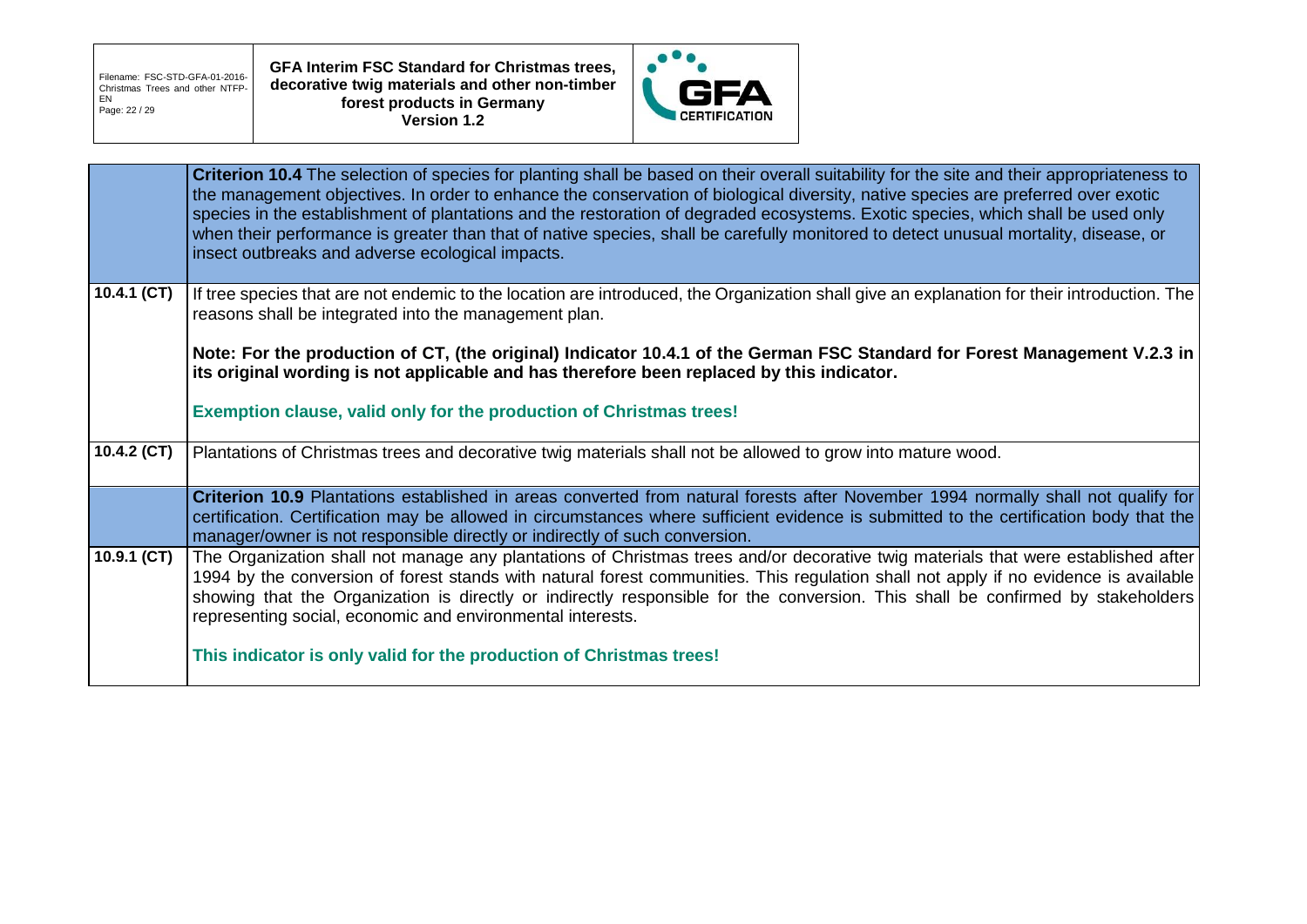| | **Criterion 10.4** The selection of species for planting shall be based on their overall suitability for the site and their appropriateness to the management objectives. In order to enhance the conservation of biological diversity, native species are preferred over exotic species in the establishment of plantations and the restoration of degraded ecosystems. Exotic species, which shall be used only when their performance is greater than that of native species, shall be carefully monitored to detect unusual mortality, disease, or insect outbreaks and adverse ecological impacts. |
|---|---|
| **10.4.1 (CT)** | If tree species that are not endemic to the location are introduced, the Organization shall give an explanation for their introduction. The reasons shall be integrated into the management plan.<br><br>**Note: For the production of CT, (the original) Indicator 10.4.1 of the German FSC Standard for Forest Management V.2.3 in its original wording is not applicable and has therefore been replaced by this indicator.**<br><br>**Exemption clause, valid only for the production of Christmas trees!** |
| **10.4.2 (CT)** | Plantations of Christmas trees and decorative twig materials shall not be allowed to grow into mature wood. |
| | **Criterion 10.9** Plantations established in areas converted from natural forests after November 1994 normally shall not qualify for certification. Certification may be allowed in circumstances where sufficient evidence is submitted to the certification body that the manager/owner is not responsible directly or indirectly of such conversion. |
| **10.9.1 (CT)** | The Organization shall not manage any plantations of Christmas trees and/or decorative twig materials that were established after 1994 by the conversion of forest stands with natural forest communities. This regulation shall not apply if no evidence is available showing that the Organization is directly or indirectly responsible for the conversion. This shall be confirmed by stakeholders representing social, economic and environmental interests.<br><br>**This indicator is only valid for the production of Christmas trees!** |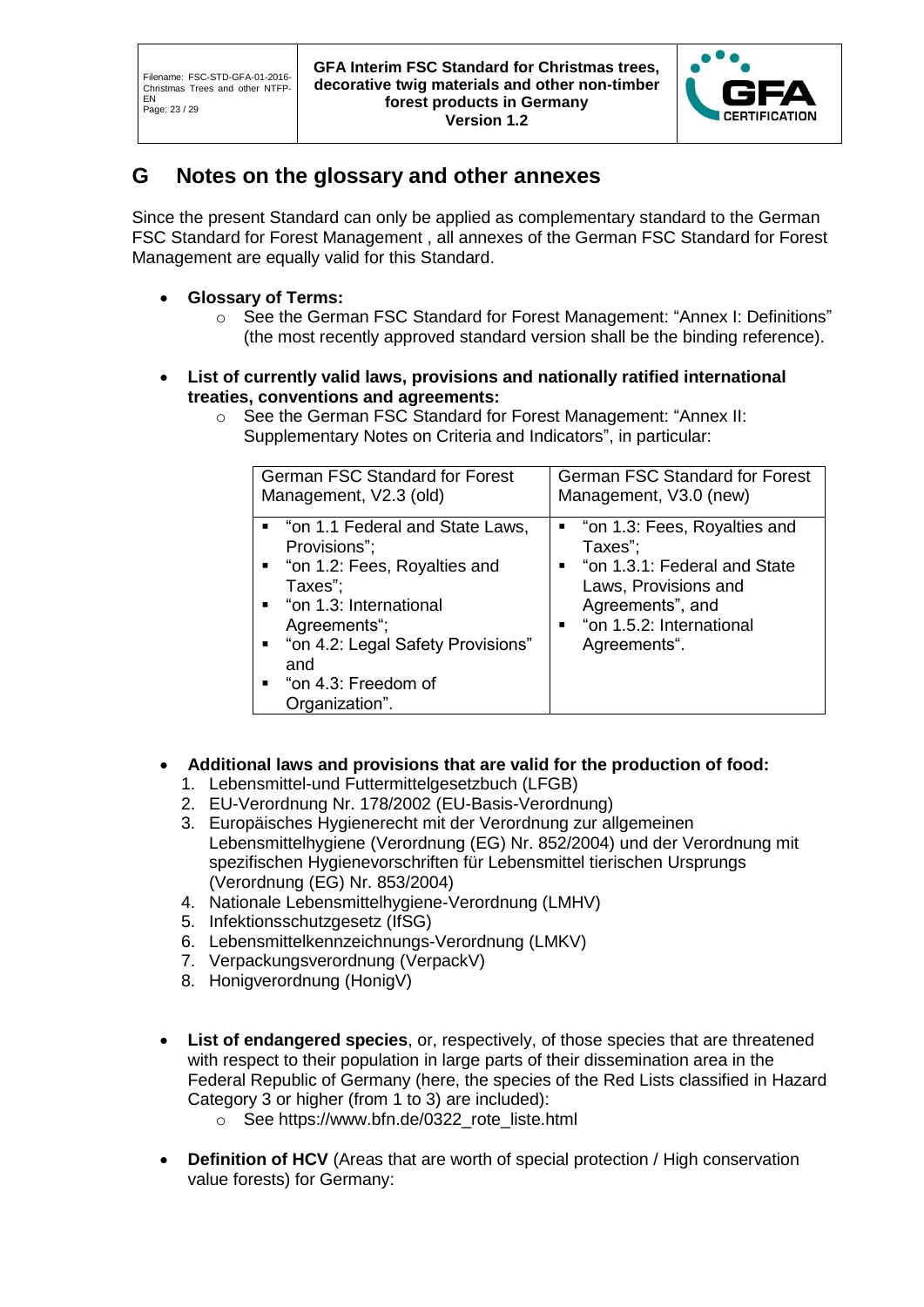# G Notes on the glossary and other annexes

Since the present Standard can only be applied as complementary standard to the German FSC Standard for Forest Management , all annexes of the German FSC Standard for Forest Management are equally valid for this Standard.

- **Glossary of Terms:**
  - See the German FSC Standard for Forest Management: "Annex I: Definitions" (the most recently approved standard version shall be the binding reference).

- **List of currently valid laws, provisions and nationally ratified international treaties, conventions and agreements:**
  - See the German FSC Standard for Forest Management: "Annex II: Supplementary Notes on Criteria and Indicators", in particular:

| German FSC Standard for Forest Management, V2.3 (old) | German FSC Standard for Forest Management, V3.0 (new) |
|---|---|
| ▪ "on 1.1 Federal and State Laws, Provisions";<br>▪ "on 1.2: Fees, Royalties and Taxes";<br>▪ "on 1.3: International Agreements";<br>▪ "on 4.2: Legal Safety Provisions" and<br>▪ "on 4.3: Freedom of Organization". | ▪ "on 1.3: Fees, Royalties and Taxes";<br>▪ "on 1.3.1: Federal and State Laws, Provisions and Agreements", and<br>▪ "on 1.5.2: International Agreements". |

- **Additional laws and provisions that are valid for the production of food:**
  1. Lebensmittel-und Futtermittelgesetzbuch (LFGB)
  2. EU-Verordnung Nr. 178/2002 (EU-Basis-Verordnung)
  3. Europäisches Hygienerecht mit der Verordnung zur allgemeinen Lebensmittelhygiene (Verordnung (EG) Nr. 852/2004) und der Verordnung mit spezifischen Hygienevorschriften für Lebensmittel tierischen Ursprungs (Verordnung (EG) Nr. 853/2004)
  4. Nationale Lebensmittelhygiene-Verordnung (LMHV)
  5. Infektionsschutzgesetz (IfSG)
  6. Lebensmittelkennzeichnungs-Verordnung (LMKV)
  7. Verpackungsverordnung (VerpackV)
  8. Honigverordnung (HonigV)

- **List of endangered species**, or, respectively, of those species that are threatened with respect to their population in large parts of their dissemination area in the Federal Republic of Germany (here, the species of the Red Lists classified in Hazard Category 3 or higher (from 1 to 3) are included):
  - See https://www.bfn.de/0322_rote_liste.html

- **Definition of HCV** (Areas that are worth of special protection / High conservation value forests) for Germany: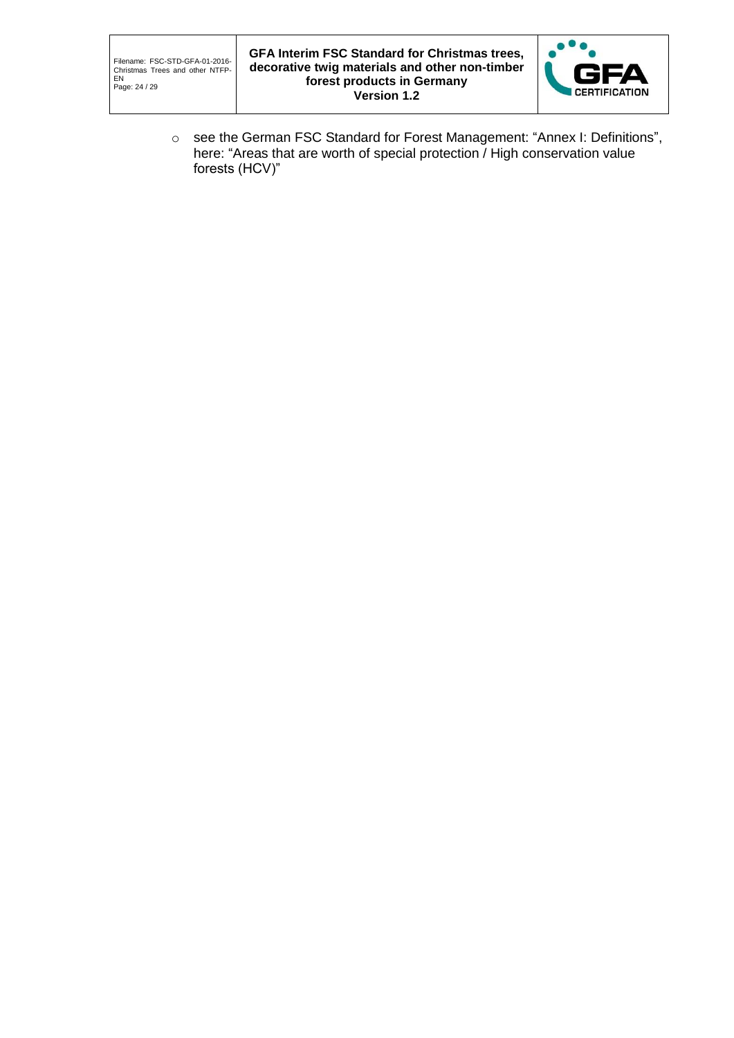- see the German FSC Standard for Forest Management: “Annex I: Definitions”, here: “Areas that are worth of special protection / High conservation value forests (HCV)”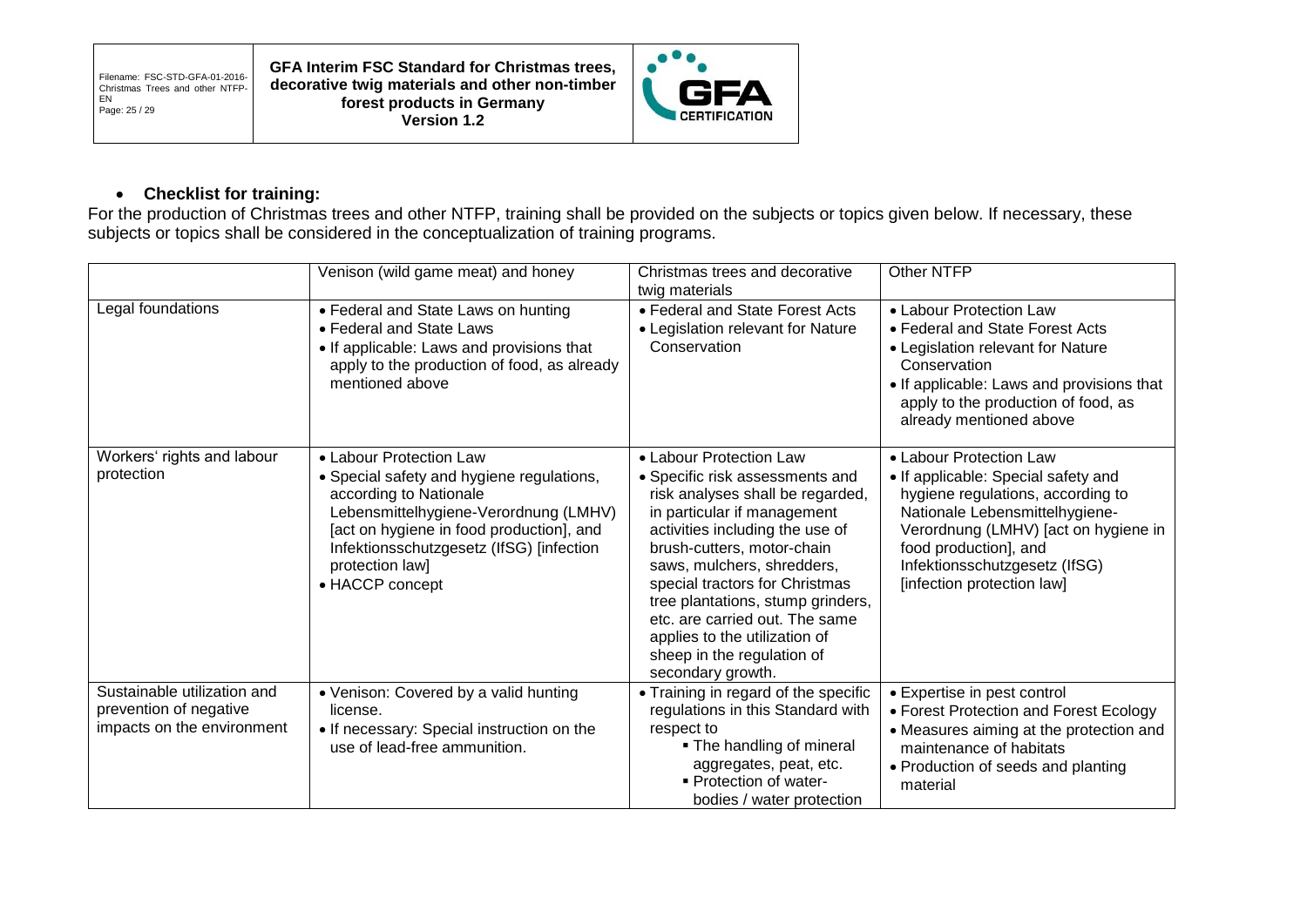- **Checklist for training:**

For the production of Christmas trees and other NTFP, training shall be provided on the subjects or topics given below. If necessary, these subjects or topics shall be considered in the conceptualization of training programs.

| | Venison (wild game meat) and honey | Christmas trees and decorative twig materials | Other NTFP |
|---|---|---|---|
| Legal foundations | • Federal and State Laws on hunting<br>• Federal and State Laws<br>• If applicable: Laws and provisions that apply to the production of food, as already mentioned above | • Federal and State Forest Acts<br>• Legislation relevant for Nature Conservation | • Labour Protection Law<br>• Federal and State Forest Acts<br>• Legislation relevant for Nature Conservation<br>• If applicable: Laws and provisions that apply to the production of food, as already mentioned above |
| Workers' rights and labour protection | • Labour Protection Law<br>• Special safety and hygiene regulations, according to Nationale Lebensmittelhygiene-Verordnung (LMHV) [act on hygiene in food production], and Infektionsschutzgesetz (IfSG) [infection protection law]<br>• HACCP concept | • Labour Protection Law<br>• Specific risk assessments and risk analyses shall be regarded, in particular if management activities including the use of brush-cutters, motor-chain saws, mulchers, shredders, special tractors for Christmas tree plantations, stump grinders, etc. are carried out. The same applies to the utilization of sheep in the regulation of secondary growth. | • Labour Protection Law<br>• If applicable: Special safety and hygiene regulations, according to Nationale Lebensmittelhygiene-Verordnung (LMHV) [act on hygiene in food production], and Infektionsschutzgesetz (IfSG) [infection protection law] |
| Sustainable utilization and prevention of negative impacts on the environment | • Venison: Covered by a valid hunting license.<br>• If necessary: Special instruction on the use of lead-free ammunition. | • Training in regard of the specific regulations in this Standard with respect to<br>▪ The handling of mineral aggregates, peat, etc.<br>▪ Protection of water-bodies / water protection | • Expertise in pest control<br>• Forest Protection and Forest Ecology<br>• Measures aiming at the protection and maintenance of habitats<br>• Production of seeds and planting material |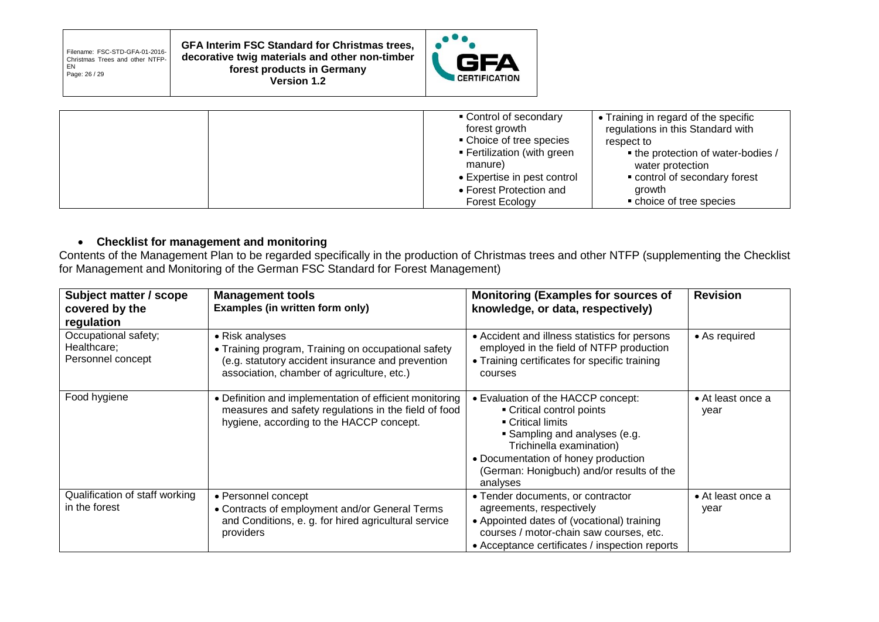| | | ▪ Control of secondary forest growth<br>▪ Choice of tree species<br>▪ Fertilization (with green manure)<br>• Expertise in pest control<br>• Forest Protection and Forest Ecology | • Training in regard of the specific regulations in this Standard with respect to<br>▪ the protection of water-bodies / water protection<br>▪ control of secondary forest growth<br>▪ choice of tree species |
|---|---|---|---|

- **Checklist for management and monitoring**

Contents of the Management Plan to be regarded specifically in the production of Christmas trees and other NTFP (supplementing the Checklist for Management and Monitoring of the German FSC Standard for Forest Management)

| Subject matter / scope covered by the regulation | Management tools Examples (in written form only) | Monitoring (Examples for sources of knowledge, or data, respectively) | Revision |
|---|---|---|---|
| Occupational safety; Healthcare; Personnel concept | • Risk analyses<br>• Training program, Training on occupational safety (e.g. statutory accident insurance and prevention association, chamber of agriculture, etc.) | • Accident and illness statistics for persons employed in the field of NTFP production<br>• Training certificates for specific training courses | • As required |
| Food hygiene | • Definition and implementation of efficient monitoring measures and safety regulations in the field of food hygiene, according to the HACCP concept. | • Evaluation of the HACCP concept:<br>▪ Critical control points<br>▪ Critical limits<br>▪ Sampling and analyses (e.g. Trichinella examination)<br>• Documentation of honey production (German: Honigbuch) and/or results of the analyses | • At least once a year |
| Qualification of staff working in the forest | • Personnel concept<br>• Contracts of employment and/or General Terms and Conditions, e. g. for hired agricultural service providers | • Tender documents, or contractor agreements, respectively<br>• Appointed dates of (vocational) training courses / motor-chain saw courses, etc.<br>• Acceptance certificates / inspection reports | • At least once a year |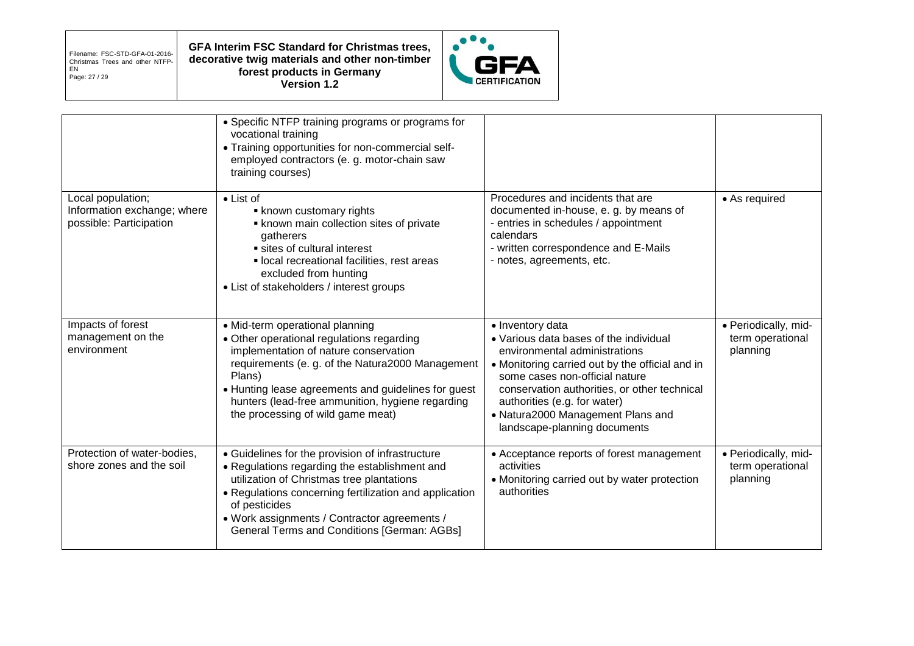| | | | |
|---|---|---|---|
| | • Specific NTFP training programs or programs for vocational training<br>• Training opportunities for non-commercial self-employed contractors (e. g. motor-chain saw training courses) | | |
| Local population; Information exchange; where possible: Participation | • List of<br>▪ known customary rights<br>▪ known main collection sites of private gatherers<br>▪ sites of cultural interest<br>▪ local recreational facilities, rest areas excluded from hunting<br>• List of stakeholders / interest groups | Procedures and incidents that are documented in-house, e. g. by means of<br>- entries in schedules / appointment calendars<br>- written correspondence and E-Mails<br>- notes, agreements, etc. | • As required |
| Impacts of forest management on the environment | • Mid-term operational planning<br>• Other operational regulations regarding implementation of nature conservation requirements (e. g. of the Natura2000 Management Plans)<br>• Hunting lease agreements and guidelines for guest hunters (lead-free ammunition, hygiene regarding the processing of wild game meat) | • Inventory data<br>• Various data bases of the individual environmental administrations<br>• Monitoring carried out by the official and in some cases non-official nature conservation authorities, or other technical authorities (e.g. for water)<br>• Natura2000 Management Plans and landscape-planning documents | • Periodically, mid-term operational planning |
| Protection of water-bodies, shore zones and the soil | • Guidelines for the provision of infrastructure<br>• Regulations regarding the establishment and utilization of Christmas tree plantations<br>• Regulations concerning fertilization and application of pesticides<br>• Work assignments / Contractor agreements / General Terms and Conditions [German: AGBs] | • Acceptance reports of forest management activities<br>• Monitoring carried out by water protection authorities | • Periodically, mid-term operational planning |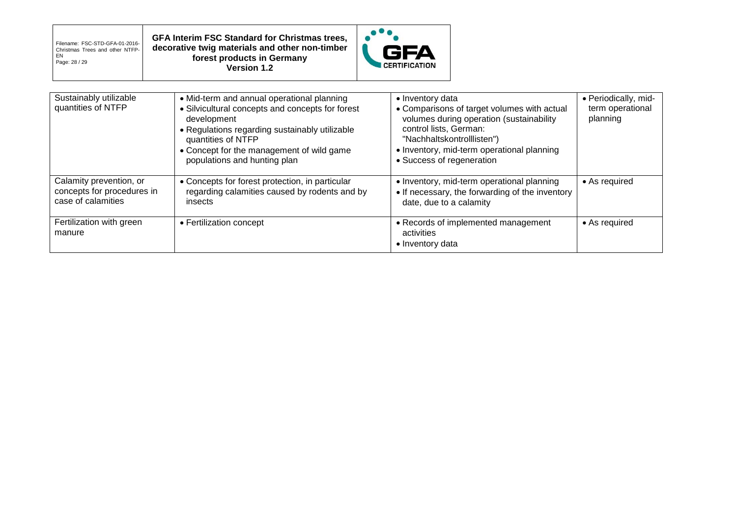| Sustainably utilizable quantities of NTFP | • Mid-term and annual operational planning<br>• Silvicultural concepts and concepts for forest development<br>• Regulations regarding sustainably utilizable quantities of NTFP<br>• Concept for the management of wild game populations and hunting plan | • Inventory data<br>• Comparisons of target volumes with actual volumes during operation (sustainability control lists, German: "Nachhaltskontrolllisten")<br>• Inventory, mid-term operational planning<br>• Success of regeneration | • Periodically, mid-term operational planning |
|---|---|---|---|
| Calamity prevention, or concepts for procedures in case of calamities | • Concepts for forest protection, in particular regarding calamities caused by rodents and by insects | • Inventory, mid-term operational planning<br>• If necessary, the forwarding of the inventory date, due to a calamity | • As required |
| Fertilization with green manure | • Fertilization concept | • Records of implemented management activities<br>• Inventory data | • As required |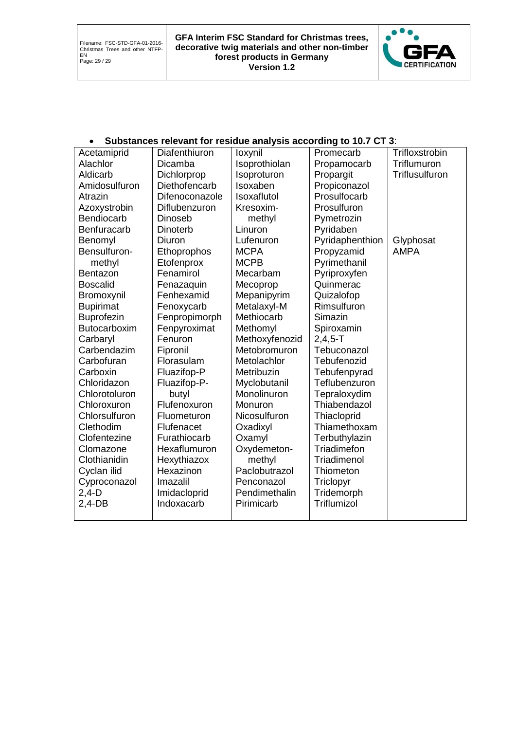- **Substances relevant for residue analysis according to 10.7 CT 3**:

| | | | | |
|---|---|---|---|---|
| Acetamiprid | Diafenthiuron | Ioxynil | Promecarb | Trifloxstrobin |
| Alachlor | Dicamba | Isoprothiolan | Propamocarb | Triflumuron |
| Aldicarb | Dichlorprop | Isoproturon | Propargit | Triflusulfuron |
| Amidosulfuron | Diethofencarb | Isoxaben | Propiconazol | |
| Atrazin | Difenoconazole | Isoxaflutol | Prosulfocarb | |
| Azoxystrobin | Diflubenzuron | Kresoxim-methyl | Prosulfuron | |
| Bendiocarb | Dinoseb | Linuron | Pymetrozin | |
| Benfuracarb | Dinoterb | Lufenuron | Pyridaben | |
| Benomyl | Diuron | MCPA | Pyridaphenthion | Glyphosat |
| Bensulfuron-methyl | Ethoprophos | MCPB | Propyzamid | AMPA |
| Bentazon | Etofenprox | Mecarbam | Pyrimethanil | |
| Boscalid | Fenamirol | Mecoprop | Pyriproxyfen | |
| Bromoxynil | Fenazaquin | Mepanipyrim | Quinmerac | |
| Bupirimat | Fenhexamid | Metalaxyl-M | Quizalofop | |
| Buprofezin | Fenoxycarb | Methiocarb | Rimsulfuron | |
| Butocarboxim | Fenpropimorph | Methomyl | Simazin | |
| Carbaryl | Fenpyroximat | Methoxyfenozid | Spiroxamin | |
| Carbendazim | Fenuron | Metobromuron | 2,4,5-T | |
| Carbofuran | Fipronil | Metolachlor | Tebuconazol | |
| Carboxin | Florasulam | Metribuzin | Tebufenozid | |
| Chloridazon | Fluazifop-P | Myclobutanil | Tebufenpyrad | |
| Chlorotoluron | Fluazifop-P-butyl | Monolinuron | Teflubenzuron | |
| Chloroxuron | Flufenoxuron | Monuron | Tepraloxydim | |
| Chlorsulfuron | Fluometuron | Nicosulfuron | Thiabendazol | |
| Clethodim | Flufenacet | Oxadixyl | Thiacloprid | |
| Clofentezine | Furathiocarb | Oxamyl | Thiamethoxam | |
| Clomazone | Hexaflumuron | Oxydemeton-methyl | Terbuthylazin | |
| Clothianidin | Hexythiazox | Paclobutrazol | Triadimefon | |
| Cyclan ilid | Hexazinon | Penconazol | Triadimenol | |
| Cyproconazol | Imazalil | Pendimethalin | Thiometon | |
| 2,4-D | Imidacloprid | Pirimicarb | Triclopyr | |
| 2,4-DB | Indoxacarb | | Tridemorph | |
| | | | Triflumizol | |